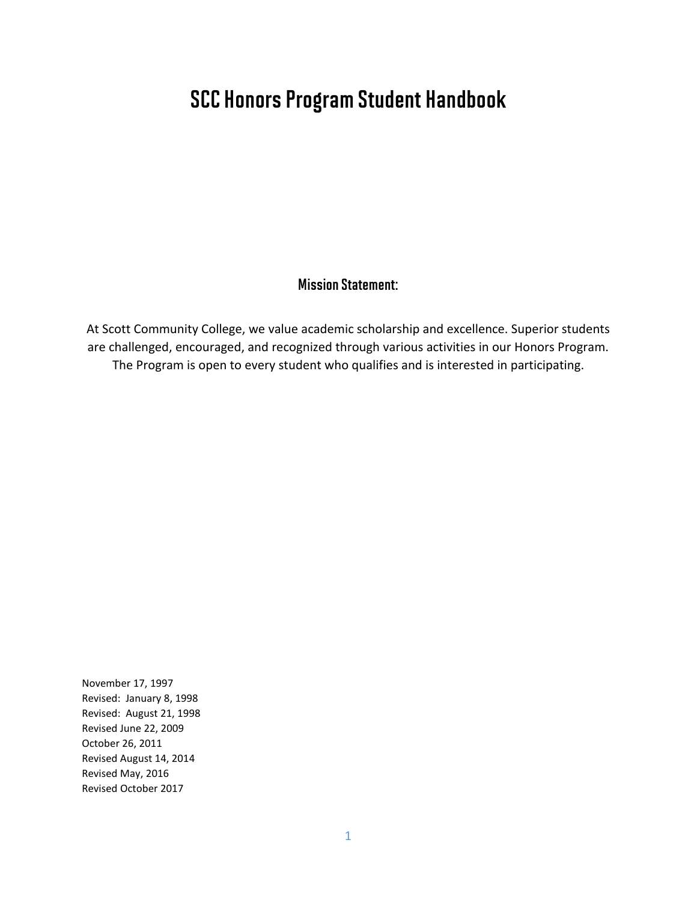# SCC Honors Program Student Handbook

## Mission Statement:

At Scott Community College, we value academic scholarship and excellence. Superior students are challenged, encouraged, and recognized through various activities in our Honors Program. The Program is open to every student who qualifies and is interested in participating.

November 17, 1997
Revised: January 8, 1998
Revised: August 21, 1998
Revised June 22, 2009
October 26, 2011
Revised August 14, 2014
Revised May, 2016
Revised October 2017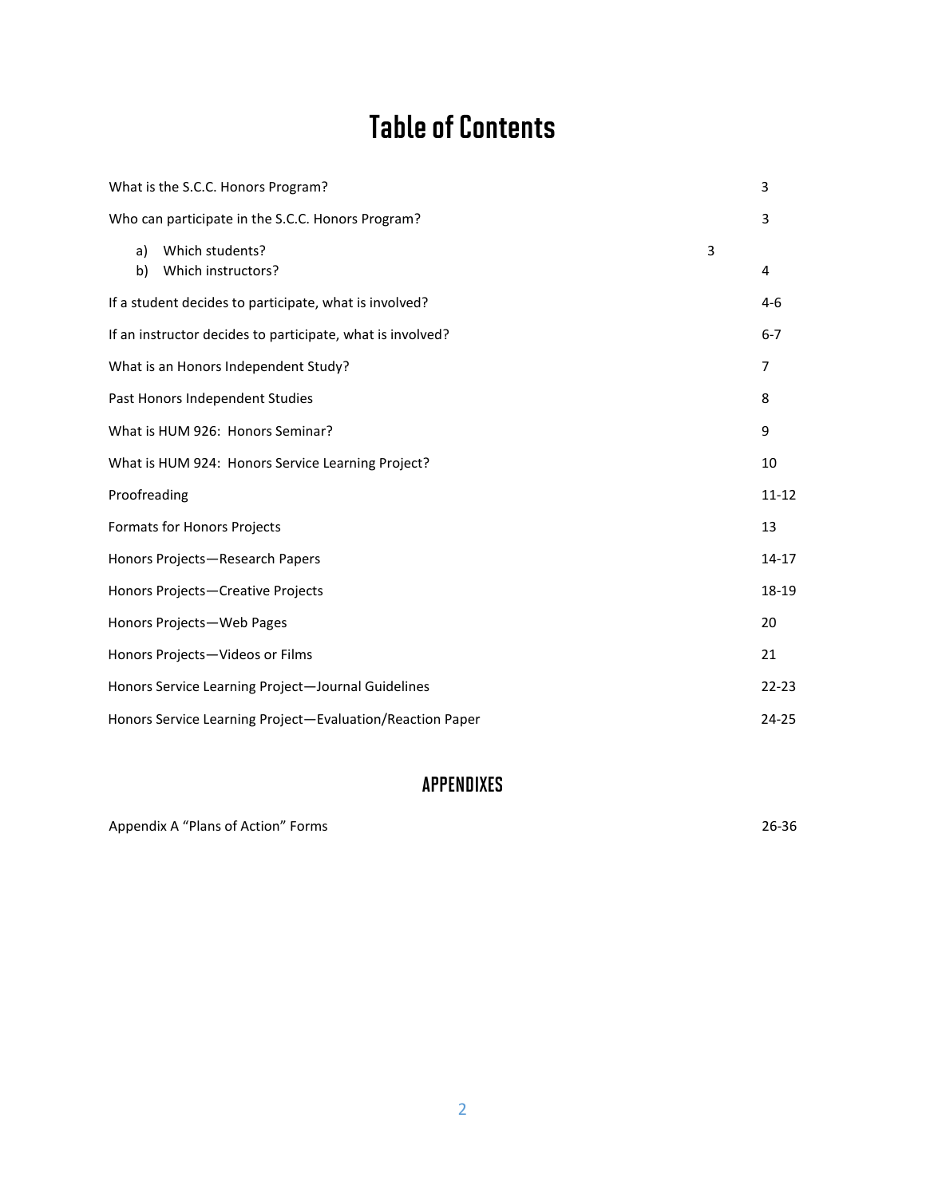# Table of Contents

| | |
|---|---|
| What is the S.C.C. Honors Program? | 3 |
| Who can participate in the S.C.C. Honors Program? | 3 |
| a) Which students? | 3 |
| b) Which instructors? | 4 |
| If a student decides to participate, what is involved? | 4-6 |
| If an instructor decides to participate, what is involved? | 6-7 |
| What is an Honors Independent Study? | 7 |
| Past Honors Independent Studies | 8 |
| What is HUM 926: Honors Seminar? | 9 |
| What is HUM 924: Honors Service Learning Project? | 10 |
| Proofreading | 11-12 |
| Formats for Honors Projects | 13 |
| Honors Projects—Research Papers | 14-17 |
| Honors Projects—Creative Projects | 18-19 |
| Honors Projects—Web Pages | 20 |
| Honors Projects—Videos or Films | 21 |
| Honors Service Learning Project—Journal Guidelines | 22-23 |
| Honors Service Learning Project—Evaluation/Reaction Paper | 24-25 |

## APPENDIXES

| | |
|---|---|
| Appendix A "Plans of Action" Forms | 26-36 |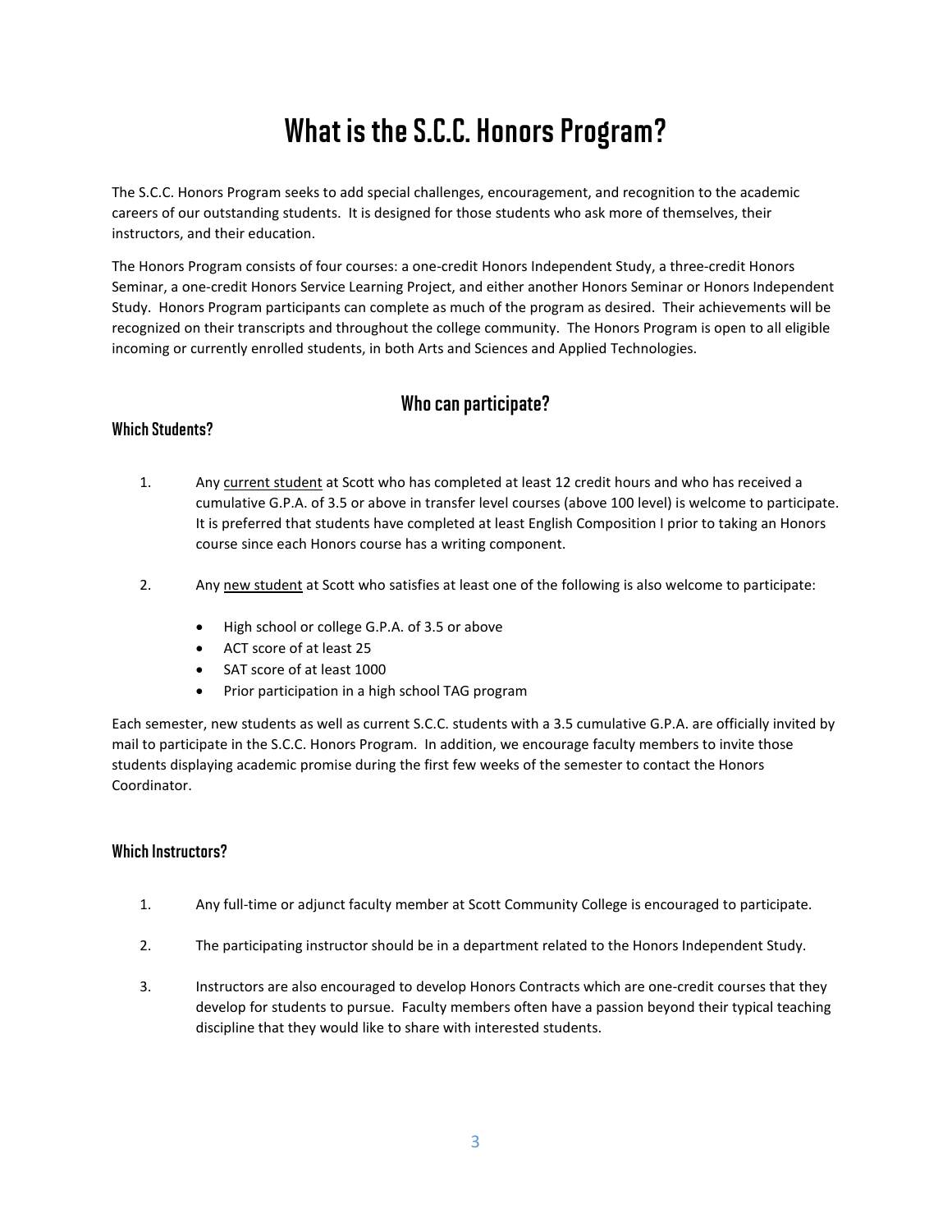# What is the S.C.C. Honors Program?

The S.C.C. Honors Program seeks to add special challenges, encouragement, and recognition to the academic careers of our outstanding students. It is designed for those students who ask more of themselves, their instructors, and their education.

The Honors Program consists of four courses: a one-credit Honors Independent Study, a three-credit Honors Seminar, a one-credit Honors Service Learning Project, and either another Honors Seminar or Honors Independent Study. Honors Program participants can complete as much of the program as desired. Their achievements will be recognized on their transcripts and throughout the college community. The Honors Program is open to all eligible incoming or currently enrolled students, in both Arts and Sciences and Applied Technologies.

## Who can participate?

### Which Students?

1. Any <u>current student</u> at Scott who has completed at least 12 credit hours and who has received a cumulative G.P.A. of 3.5 or above in transfer level courses (above 100 level) is welcome to participate. It is preferred that students have completed at least English Composition I prior to taking an Honors course since each Honors course has a writing component.

2. Any <u>new student</u> at Scott who satisfies at least one of the following is also welcome to participate:

   - High school or college G.P.A. of 3.5 or above
   - ACT score of at least 25
   - SAT score of at least 1000
   - Prior participation in a high school TAG program

Each semester, new students as well as current S.C.C. students with a 3.5 cumulative G.P.A. are officially invited by mail to participate in the S.C.C. Honors Program. In addition, we encourage faculty members to invite those students displaying academic promise during the first few weeks of the semester to contact the Honors Coordinator.

### Which Instructors?

1. Any full-time or adjunct faculty member at Scott Community College is encouraged to participate.

2. The participating instructor should be in a department related to the Honors Independent Study.

3. Instructors are also encouraged to develop Honors Contracts which are one-credit courses that they develop for students to pursue. Faculty members often have a passion beyond their typical teaching discipline that they would like to share with interested students.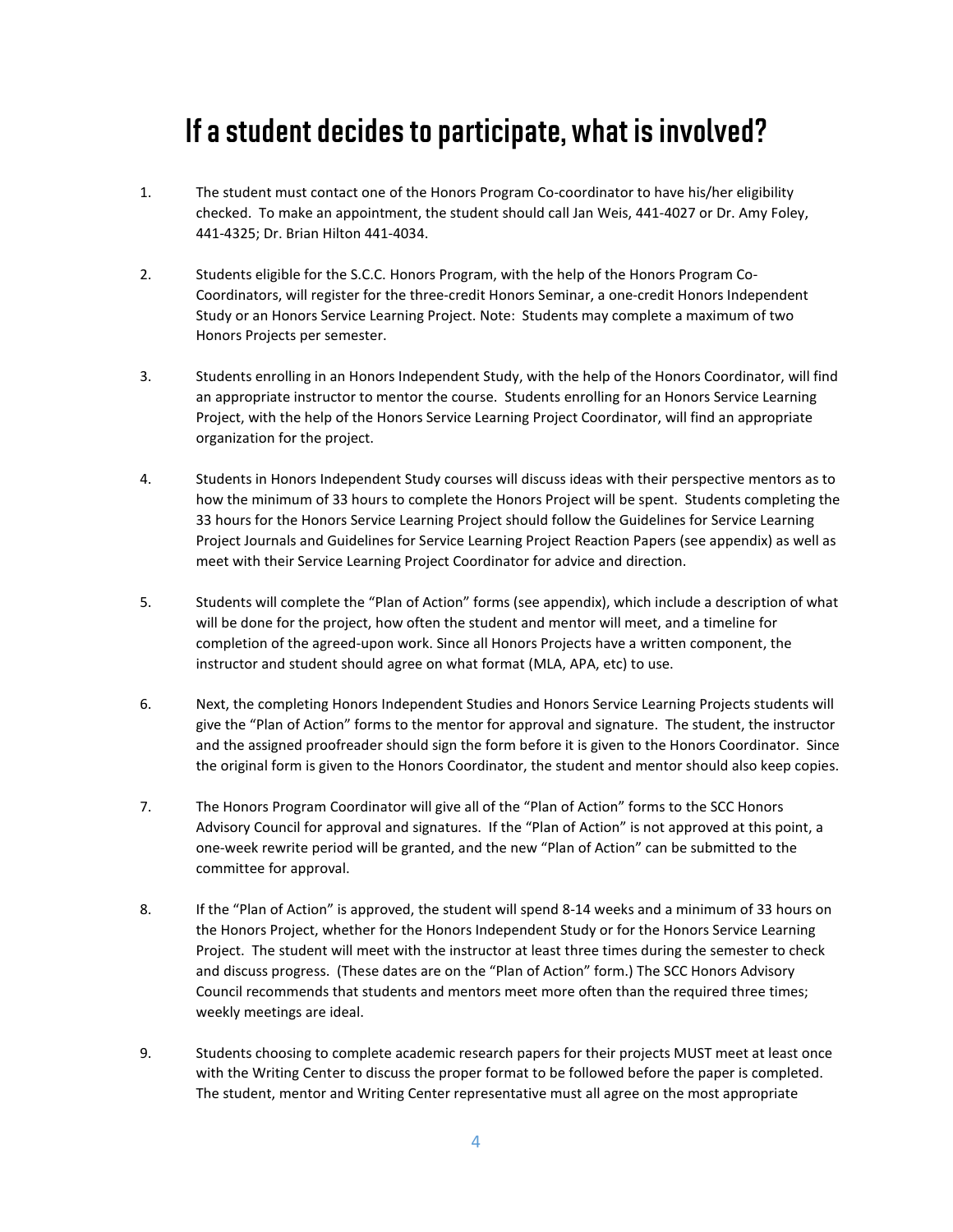# If a student decides to participate, what is involved?

1. The student must contact one of the Honors Program Co-coordinator to have his/her eligibility checked. To make an appointment, the student should call Jan Weis, 441-4027 or Dr. Amy Foley, 441-4325; Dr. Brian Hilton 441-4034.

2. Students eligible for the S.C.C. Honors Program, with the help of the Honors Program Co-Coordinators, will register for the three-credit Honors Seminar, a one-credit Honors Independent Study or an Honors Service Learning Project. Note: Students may complete a maximum of two Honors Projects per semester.

3. Students enrolling in an Honors Independent Study, with the help of the Honors Coordinator, will find an appropriate instructor to mentor the course. Students enrolling for an Honors Service Learning Project, with the help of the Honors Service Learning Project Coordinator, will find an appropriate organization for the project.

4. Students in Honors Independent Study courses will discuss ideas with their perspective mentors as to how the minimum of 33 hours to complete the Honors Project will be spent. Students completing the 33 hours for the Honors Service Learning Project should follow the Guidelines for Service Learning Project Journals and Guidelines for Service Learning Project Reaction Papers (see appendix) as well as meet with their Service Learning Project Coordinator for advice and direction.

5. Students will complete the "Plan of Action" forms (see appendix), which include a description of what will be done for the project, how often the student and mentor will meet, and a timeline for completion of the agreed-upon work. Since all Honors Projects have a written component, the instructor and student should agree on what format (MLA, APA, etc) to use.

6. Next, the completing Honors Independent Studies and Honors Service Learning Projects students will give the "Plan of Action" forms to the mentor for approval and signature. The student, the instructor and the assigned proofreader should sign the form before it is given to the Honors Coordinator. Since the original form is given to the Honors Coordinator, the student and mentor should also keep copies.

7. The Honors Program Coordinator will give all of the "Plan of Action" forms to the SCC Honors Advisory Council for approval and signatures. If the "Plan of Action" is not approved at this point, a one-week rewrite period will be granted, and the new "Plan of Action" can be submitted to the committee for approval.

8. If the "Plan of Action" is approved, the student will spend 8-14 weeks and a minimum of 33 hours on the Honors Project, whether for the Honors Independent Study or for the Honors Service Learning Project. The student will meet with the instructor at least three times during the semester to check and discuss progress. (These dates are on the "Plan of Action" form.) The SCC Honors Advisory Council recommends that students and mentors meet more often than the required three times; weekly meetings are ideal.

9. Students choosing to complete academic research papers for their projects MUST meet at least once with the Writing Center to discuss the proper format to be followed before the paper is completed. The student, mentor and Writing Center representative must all agree on the most appropriate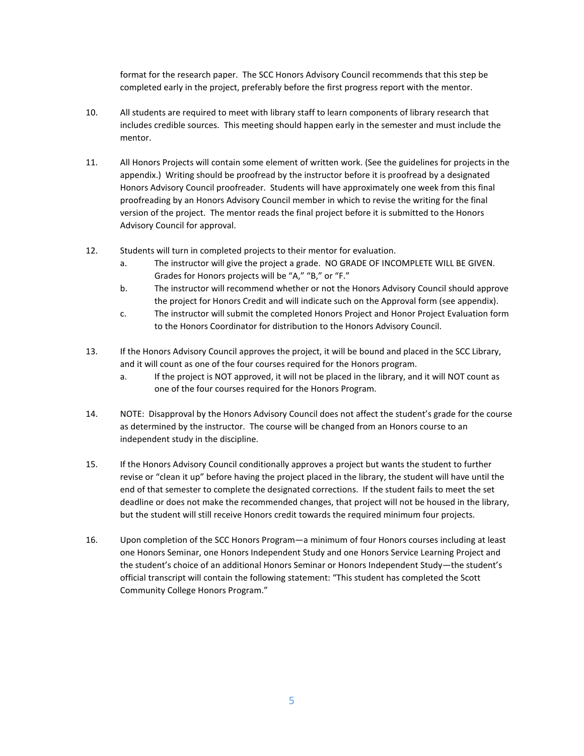format for the research paper. The SCC Honors Advisory Council recommends that this step be completed early in the project, preferably before the first progress report with the mentor.

10. All students are required to meet with library staff to learn components of library research that includes credible sources. This meeting should happen early in the semester and must include the mentor.

11. All Honors Projects will contain some element of written work. (See the guidelines for projects in the appendix.) Writing should be proofread by the instructor before it is proofread by a designated Honors Advisory Council proofreader. Students will have approximately one week from this final proofreading by an Honors Advisory Council member in which to revise the writing for the final version of the project. The mentor reads the final project before it is submitted to the Honors Advisory Council for approval.

12. Students will turn in completed projects to their mentor for evaluation.
    a. The instructor will give the project a grade. NO GRADE OF INCOMPLETE WILL BE GIVEN. Grades for Honors projects will be "A," "B," or "F."
    b. The instructor will recommend whether or not the Honors Advisory Council should approve the project for Honors Credit and will indicate such on the Approval form (see appendix).
    c. The instructor will submit the completed Honors Project and Honor Project Evaluation form to the Honors Coordinator for distribution to the Honors Advisory Council.

13. If the Honors Advisory Council approves the project, it will be bound and placed in the SCC Library, and it will count as one of the four courses required for the Honors program.
    a. If the project is NOT approved, it will not be placed in the library, and it will NOT count as one of the four courses required for the Honors Program.

14. NOTE: Disapproval by the Honors Advisory Council does not affect the student's grade for the course as determined by the instructor. The course will be changed from an Honors course to an independent study in the discipline.

15. If the Honors Advisory Council conditionally approves a project but wants the student to further revise or "clean it up" before having the project placed in the library, the student will have until the end of that semester to complete the designated corrections. If the student fails to meet the set deadline or does not make the recommended changes, that project will not be housed in the library, but the student will still receive Honors credit towards the required minimum four projects.

16. Upon completion of the SCC Honors Program—a minimum of four Honors courses including at least one Honors Seminar, one Honors Independent Study and one Honors Service Learning Project and the student's choice of an additional Honors Seminar or Honors Independent Study—the student's official transcript will contain the following statement: "This student has completed the Scott Community College Honors Program."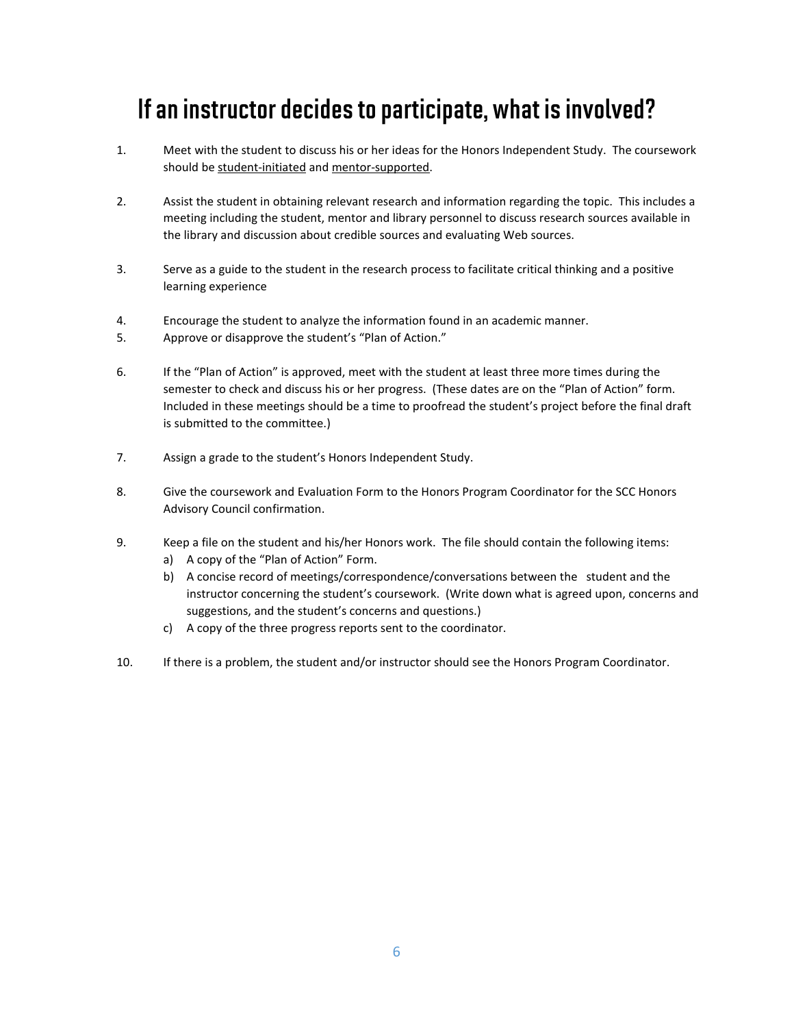# If an instructor decides to participate, what is involved?

1. Meet with the student to discuss his or her ideas for the Honors Independent Study. The coursework should be <u>student-initiated</u> and <u>mentor-supported</u>.

2. Assist the student in obtaining relevant research and information regarding the topic. This includes a meeting including the student, mentor and library personnel to discuss research sources available in the library and discussion about credible sources and evaluating Web sources.

3. Serve as a guide to the student in the research process to facilitate critical thinking and a positive learning experience

4. Encourage the student to analyze the information found in an academic manner.
5. Approve or disapprove the student's "Plan of Action."

6. If the "Plan of Action" is approved, meet with the student at least three more times during the semester to check and discuss his or her progress. (These dates are on the "Plan of Action" form. Included in these meetings should be a time to proofread the student's project before the final draft is submitted to the committee.)

7. Assign a grade to the student's Honors Independent Study.

8. Give the coursework and Evaluation Form to the Honors Program Coordinator for the SCC Honors Advisory Council confirmation.

9. Keep a file on the student and his/her Honors work. The file should contain the following items:
   a) A copy of the "Plan of Action" Form.
   b) A concise record of meetings/correspondence/conversations between the student and the instructor concerning the student's coursework. (Write down what is agreed upon, concerns and suggestions, and the student's concerns and questions.)
   c) A copy of the three progress reports sent to the coordinator.

10. If there is a problem, the student and/or instructor should see the Honors Program Coordinator.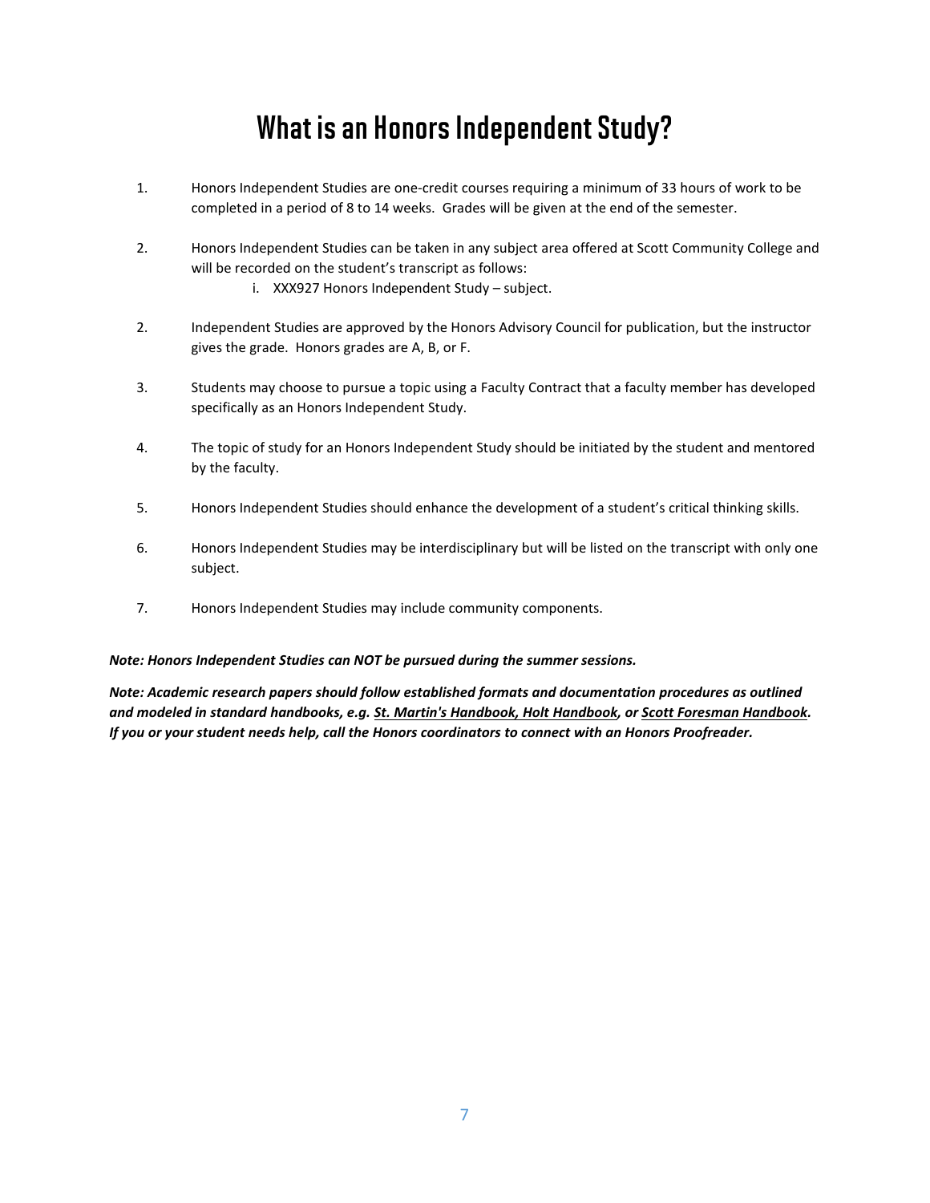# What is an Honors Independent Study?

1. Honors Independent Studies are one-credit courses requiring a minimum of 33 hours of work to be completed in a period of 8 to 14 weeks. Grades will be given at the end of the semester.

2. Honors Independent Studies can be taken in any subject area offered at Scott Community College and will be recorded on the student's transcript as follows:
   i. XXX927 Honors Independent Study – subject.

2. Independent Studies are approved by the Honors Advisory Council for publication, but the instructor gives the grade. Honors grades are A, B, or F.

3. Students may choose to pursue a topic using a Faculty Contract that a faculty member has developed specifically as an Honors Independent Study.

4. The topic of study for an Honors Independent Study should be initiated by the student and mentored by the faculty.

5. Honors Independent Studies should enhance the development of a student's critical thinking skills.

6. Honors Independent Studies may be interdisciplinary but will be listed on the transcript with only one subject.

7. Honors Independent Studies may include community components.

***Note: Honors Independent Studies can NOT be pursued during the summer sessions.***

***Note: Academic research papers should follow established formats and documentation procedures as outlined and modeled in standard handbooks, e.g. <u>St. Martin's Handbook, Holt Handbook</u>, or <u>Scott Foresman Handbook</u>. If you or your student needs help, call the Honors coordinators to connect with an Honors Proofreader.***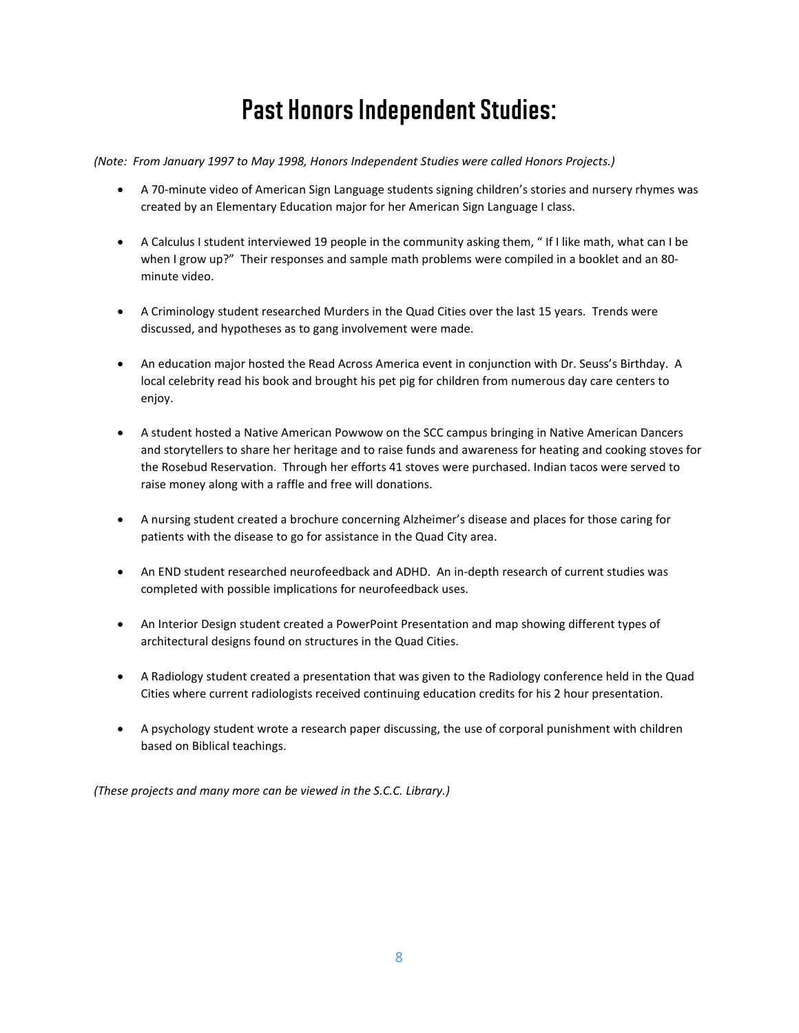# Past Honors Independent Studies:

*(Note: From January 1997 to May 1998, Honors Independent Studies were called Honors Projects.)*

- A 70-minute video of American Sign Language students signing children's stories and nursery rhymes was created by an Elementary Education major for her American Sign Language I class.
- A Calculus I student interviewed 19 people in the community asking them, " If I like math, what can I be when I grow up?" Their responses and sample math problems were compiled in a booklet and an 80-minute video.
- A Criminology student researched Murders in the Quad Cities over the last 15 years. Trends were discussed, and hypotheses as to gang involvement were made.
- An education major hosted the Read Across America event in conjunction with Dr. Seuss's Birthday. A local celebrity read his book and brought his pet pig for children from numerous day care centers to enjoy.
- A student hosted a Native American Powwow on the SCC campus bringing in Native American Dancers and storytellers to share her heritage and to raise funds and awareness for heating and cooking stoves for the Rosebud Reservation. Through her efforts 41 stoves were purchased. Indian tacos were served to raise money along with a raffle and free will donations.
- A nursing student created a brochure concerning Alzheimer's disease and places for those caring for patients with the disease to go for assistance in the Quad City area.
- An END student researched neurofeedback and ADHD. An in-depth research of current studies was completed with possible implications for neurofeedback uses.
- An Interior Design student created a PowerPoint Presentation and map showing different types of architectural designs found on structures in the Quad Cities.
- A Radiology student created a presentation that was given to the Radiology conference held in the Quad Cities where current radiologists received continuing education credits for his 2 hour presentation.
- A psychology student wrote a research paper discussing, the use of corporal punishment with children based on Biblical teachings.

*(These projects and many more can be viewed in the S.C.C. Library.)*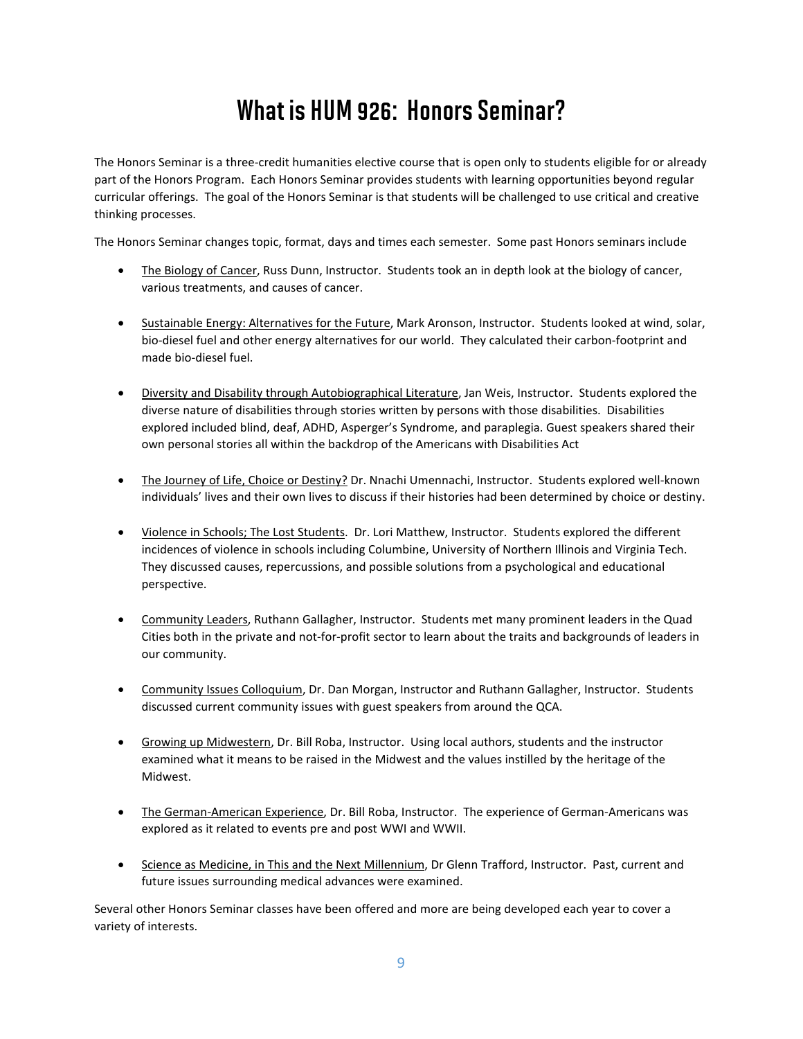# What is HUM 926: Honors Seminar?

The Honors Seminar is a three-credit humanities elective course that is open only to students eligible for or already part of the Honors Program. Each Honors Seminar provides students with learning opportunities beyond regular curricular offerings. The goal of the Honors Seminar is that students will be challenged to use critical and creative thinking processes.

The Honors Seminar changes topic, format, days and times each semester. Some past Honors seminars include

- <u>The Biology of Cancer</u>, Russ Dunn, Instructor. Students took an in depth look at the biology of cancer, various treatments, and causes of cancer.

- <u>Sustainable Energy: Alternatives for the Future</u>, Mark Aronson, Instructor. Students looked at wind, solar, bio-diesel fuel and other energy alternatives for our world. They calculated their carbon-footprint and made bio-diesel fuel.

- <u>Diversity and Disability through Autobiographical Literature</u>, Jan Weis, Instructor. Students explored the diverse nature of disabilities through stories written by persons with those disabilities. Disabilities explored included blind, deaf, ADHD, Asperger's Syndrome, and paraplegia. Guest speakers shared their own personal stories all within the backdrop of the Americans with Disabilities Act

- <u>The Journey of Life, Choice or Destiny?</u> Dr. Nnachi Umennachi, Instructor. Students explored well-known individuals' lives and their own lives to discuss if their histories had been determined by choice or destiny.

- <u>Violence in Schools; The Lost Students</u>. Dr. Lori Matthew, Instructor. Students explored the different incidences of violence in schools including Columbine, University of Northern Illinois and Virginia Tech. They discussed causes, repercussions, and possible solutions from a psychological and educational perspective.

- <u>Community Leaders</u>, Ruthann Gallagher, Instructor. Students met many prominent leaders in the Quad Cities both in the private and not-for-profit sector to learn about the traits and backgrounds of leaders in our community.

- <u>Community Issues Colloquium</u>, Dr. Dan Morgan, Instructor and Ruthann Gallagher, Instructor. Students discussed current community issues with guest speakers from around the QCA.

- <u>Growing up Midwestern</u>, Dr. Bill Roba, Instructor. Using local authors, students and the instructor examined what it means to be raised in the Midwest and the values instilled by the heritage of the Midwest.

- <u>The German-American Experience</u>, Dr. Bill Roba, Instructor. The experience of German-Americans was explored as it related to events pre and post WWI and WWII.

- <u>Science as Medicine, in This and the Next Millennium</u>, Dr Glenn Trafford, Instructor. Past, current and future issues surrounding medical advances were examined.

Several other Honors Seminar classes have been offered and more are being developed each year to cover a variety of interests.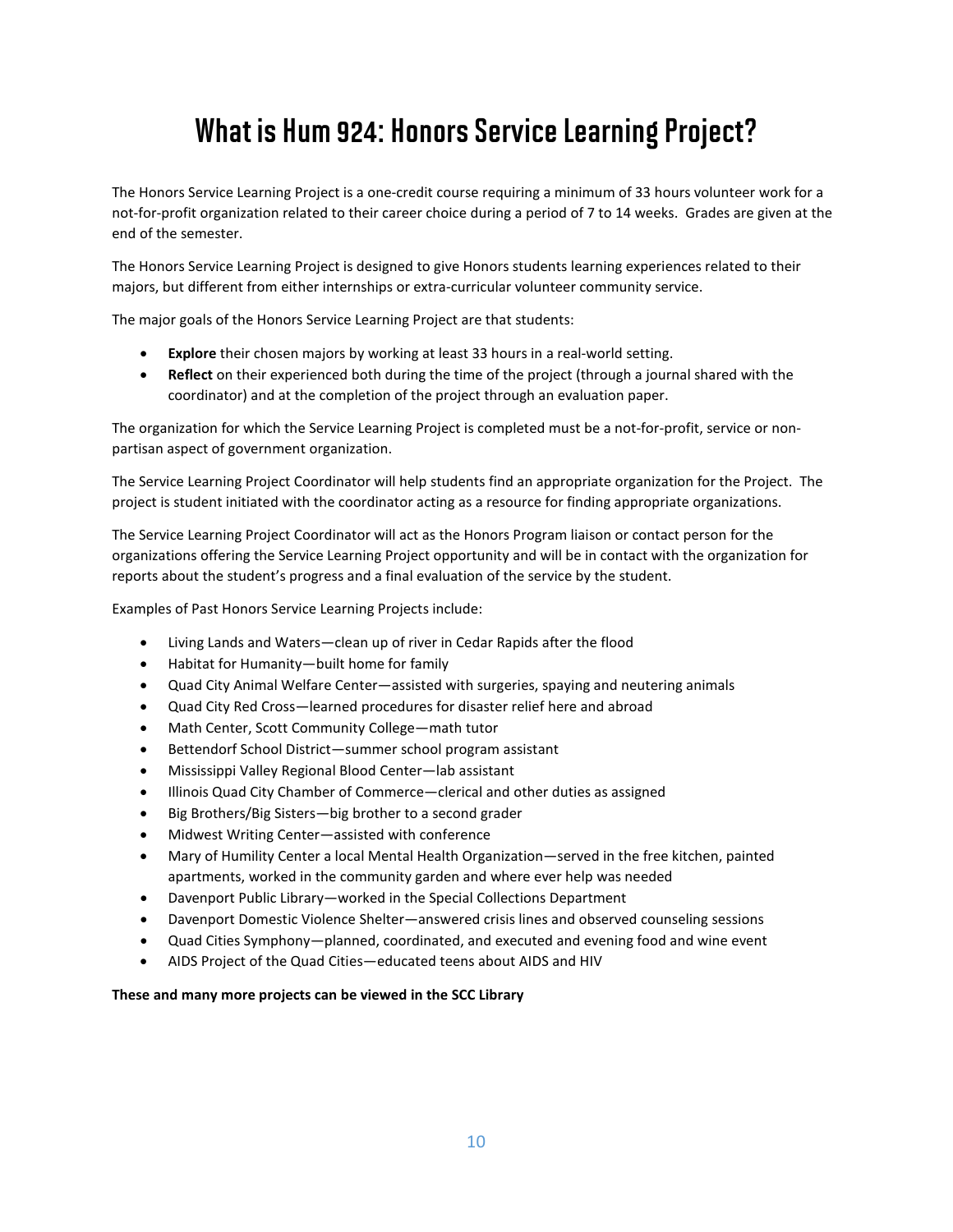# What is Hum 924: Honors Service Learning Project?

The Honors Service Learning Project is a one-credit course requiring a minimum of 33 hours volunteer work for a not-for-profit organization related to their career choice during a period of 7 to 14 weeks. Grades are given at the end of the semester.

The Honors Service Learning Project is designed to give Honors students learning experiences related to their majors, but different from either internships or extra-curricular volunteer community service.

The major goals of the Honors Service Learning Project are that students:

- **Explore** their chosen majors by working at least 33 hours in a real-world setting.
- **Reflect** on their experienced both during the time of the project (through a journal shared with the coordinator) and at the completion of the project through an evaluation paper.

The organization for which the Service Learning Project is completed must be a not-for-profit, service or non-partisan aspect of government organization.

The Service Learning Project Coordinator will help students find an appropriate organization for the Project. The project is student initiated with the coordinator acting as a resource for finding appropriate organizations.

The Service Learning Project Coordinator will act as the Honors Program liaison or contact person for the organizations offering the Service Learning Project opportunity and will be in contact with the organization for reports about the student's progress and a final evaluation of the service by the student.

Examples of Past Honors Service Learning Projects include:

- Living Lands and Waters—clean up of river in Cedar Rapids after the flood
- Habitat for Humanity—built home for family
- Quad City Animal Welfare Center—assisted with surgeries, spaying and neutering animals
- Quad City Red Cross—learned procedures for disaster relief here and abroad
- Math Center, Scott Community College—math tutor
- Bettendorf School District—summer school program assistant
- Mississippi Valley Regional Blood Center—lab assistant
- Illinois Quad City Chamber of Commerce—clerical and other duties as assigned
- Big Brothers/Big Sisters—big brother to a second grader
- Midwest Writing Center—assisted with conference
- Mary of Humility Center a local Mental Health Organization—served in the free kitchen, painted apartments, worked in the community garden and where ever help was needed
- Davenport Public Library—worked in the Special Collections Department
- Davenport Domestic Violence Shelter—answered crisis lines and observed counseling sessions
- Quad Cities Symphony—planned, coordinated, and executed and evening food and wine event
- AIDS Project of the Quad Cities—educated teens about AIDS and HIV

**These and many more projects can be viewed in the SCC Library**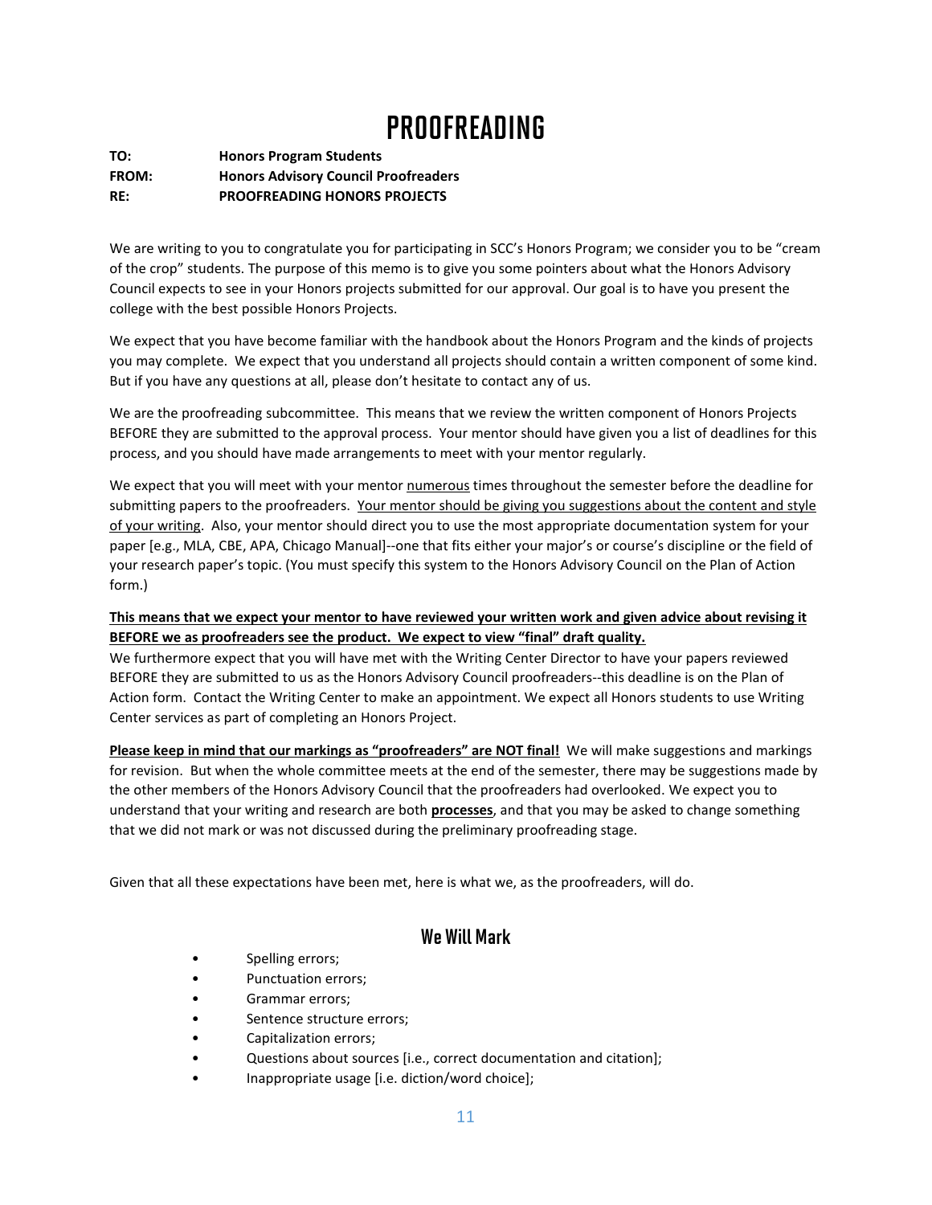# PROOFREADING

**TO:** **Honors Program Students**
**FROM:** **Honors Advisory Council Proofreaders**
**RE:** **PROOFREADING HONORS PROJECTS**

We are writing to you to congratulate you for participating in SCC's Honors Program; we consider you to be "cream of the crop" students. The purpose of this memo is to give you some pointers about what the Honors Advisory Council expects to see in your Honors projects submitted for our approval. Our goal is to have you present the college with the best possible Honors Projects.

We expect that you have become familiar with the handbook about the Honors Program and the kinds of projects you may complete. We expect that you understand all projects should contain a written component of some kind. But if you have any questions at all, please don't hesitate to contact any of us.

We are the proofreading subcommittee. This means that we review the written component of Honors Projects BEFORE they are submitted to the approval process. Your mentor should have given you a list of deadlines for this process, and you should have made arrangements to meet with your mentor regularly.

We expect that you will meet with your mentor <u>numerous</u> times throughout the semester before the deadline for submitting papers to the proofreaders. <u>Your mentor should be giving you suggestions about the content and style of your writing</u>. Also, your mentor should direct you to use the most appropriate documentation system for your paper [e.g., MLA, CBE, APA, Chicago Manual]--one that fits either your major's or course's discipline or the field of your research paper's topic. (You must specify this system to the Honors Advisory Council on the Plan of Action form.)

<u>**This means that we expect your mentor to have reviewed your written work and given advice about revising it BEFORE we as proofreaders see the product. We expect to view "final" draft quality.**</u>

We furthermore expect that you will have met with the Writing Center Director to have your papers reviewed BEFORE they are submitted to us as the Honors Advisory Council proofreaders--this deadline is on the Plan of Action form. Contact the Writing Center to make an appointment. We expect all Honors students to use Writing Center services as part of completing an Honors Project.

<u>**Please keep in mind that our markings as "proofreaders" are NOT final!**</u> We will make suggestions and markings for revision. But when the whole committee meets at the end of the semester, there may be suggestions made by the other members of the Honors Advisory Council that the proofreaders had overlooked. We expect you to understand that your writing and research are both <u>**processes**</u>, and that you may be asked to change something that we did not mark or was not discussed during the preliminary proofreading stage.

Given that all these expectations have been met, here is what we, as the proofreaders, will do.

## We Will Mark

- Spelling errors;
- Punctuation errors;
- Grammar errors;
- Sentence structure errors;
- Capitalization errors;
- Questions about sources [i.e., correct documentation and citation];
- Inappropriate usage [i.e. diction/word choice];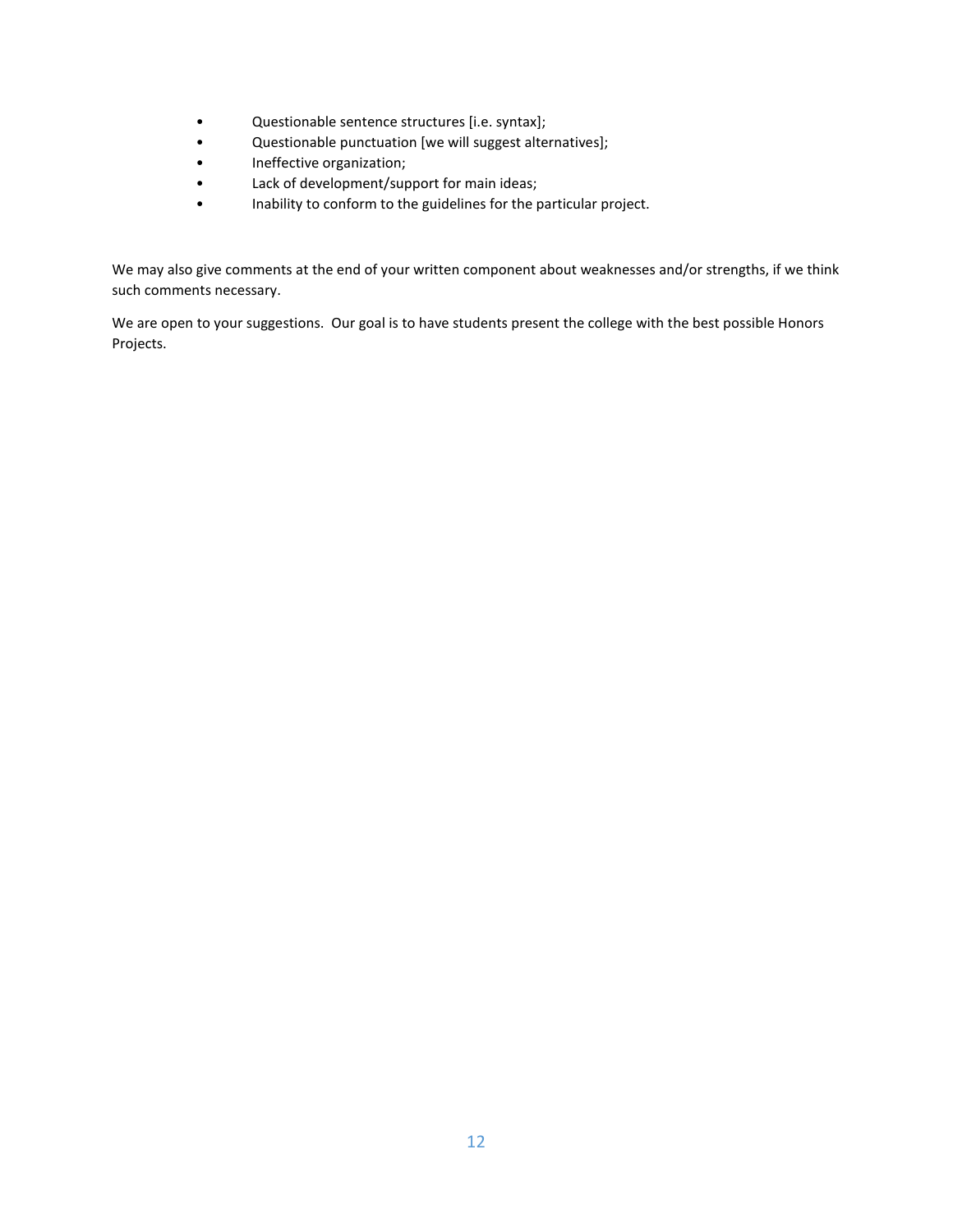- Questionable sentence structures [i.e. syntax];
- Questionable punctuation [we will suggest alternatives];
- Ineffective organization;
- Lack of development/support for main ideas;
- Inability to conform to the guidelines for the particular project.

We may also give comments at the end of your written component about weaknesses and/or strengths, if we think such comments necessary.

We are open to your suggestions. Our goal is to have students present the college with the best possible Honors Projects.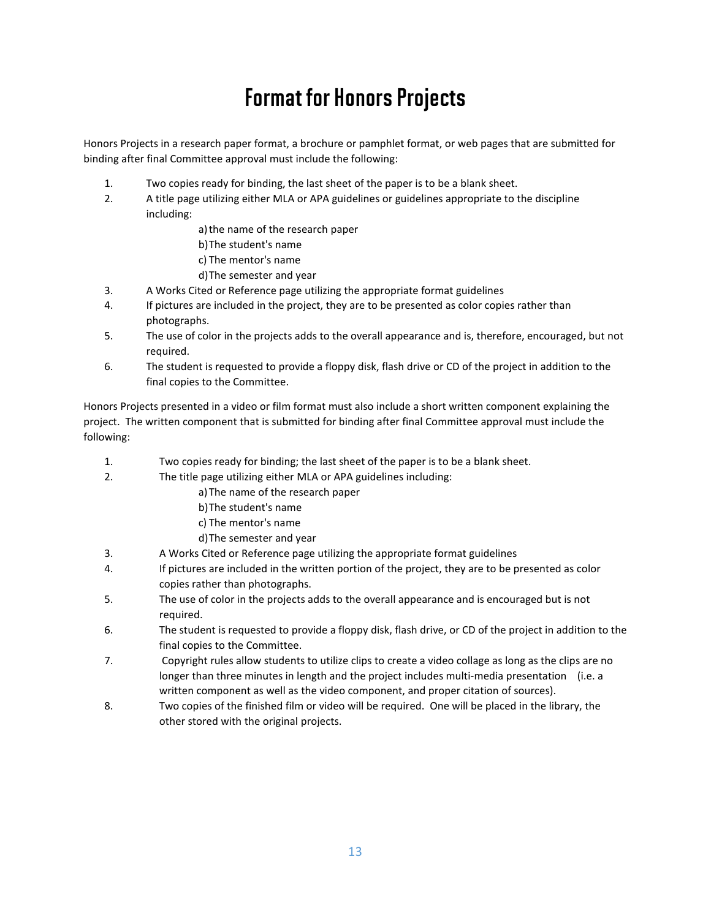# Format for Honors Projects

Honors Projects in a research paper format, a brochure or pamphlet format, or web pages that are submitted for binding after final Committee approval must include the following:

1. Two copies ready for binding, the last sheet of the paper is to be a blank sheet.
2. A title page utilizing either MLA or APA guidelines or guidelines appropriate to the discipline including:
   a) the name of the research paper
   b) The student's name
   c) The mentor's name
   d) The semester and year
3. A Works Cited or Reference page utilizing the appropriate format guidelines
4. If pictures are included in the project, they are to be presented as color copies rather than photographs.
5. The use of color in the projects adds to the overall appearance and is, therefore, encouraged, but not required.
6. The student is requested to provide a floppy disk, flash drive or CD of the project in addition to the final copies to the Committee.

Honors Projects presented in a video or film format must also include a short written component explaining the project. The written component that is submitted for binding after final Committee approval must include the following:

1. Two copies ready for binding; the last sheet of the paper is to be a blank sheet.
2. The title page utilizing either MLA or APA guidelines including:
   a) The name of the research paper
   b) The student's name
   c) The mentor's name
   d) The semester and year
3. A Works Cited or Reference page utilizing the appropriate format guidelines
4. If pictures are included in the written portion of the project, they are to be presented as color copies rather than photographs.
5. The use of color in the projects adds to the overall appearance and is encouraged but is not required.
6. The student is requested to provide a floppy disk, flash drive, or CD of the project in addition to the final copies to the Committee.
7. Copyright rules allow students to utilize clips to create a video collage as long as the clips are no longer than three minutes in length and the project includes multi-media presentation (i.e. a written component as well as the video component, and proper citation of sources).
8. Two copies of the finished film or video will be required. One will be placed in the library, the other stored with the original projects.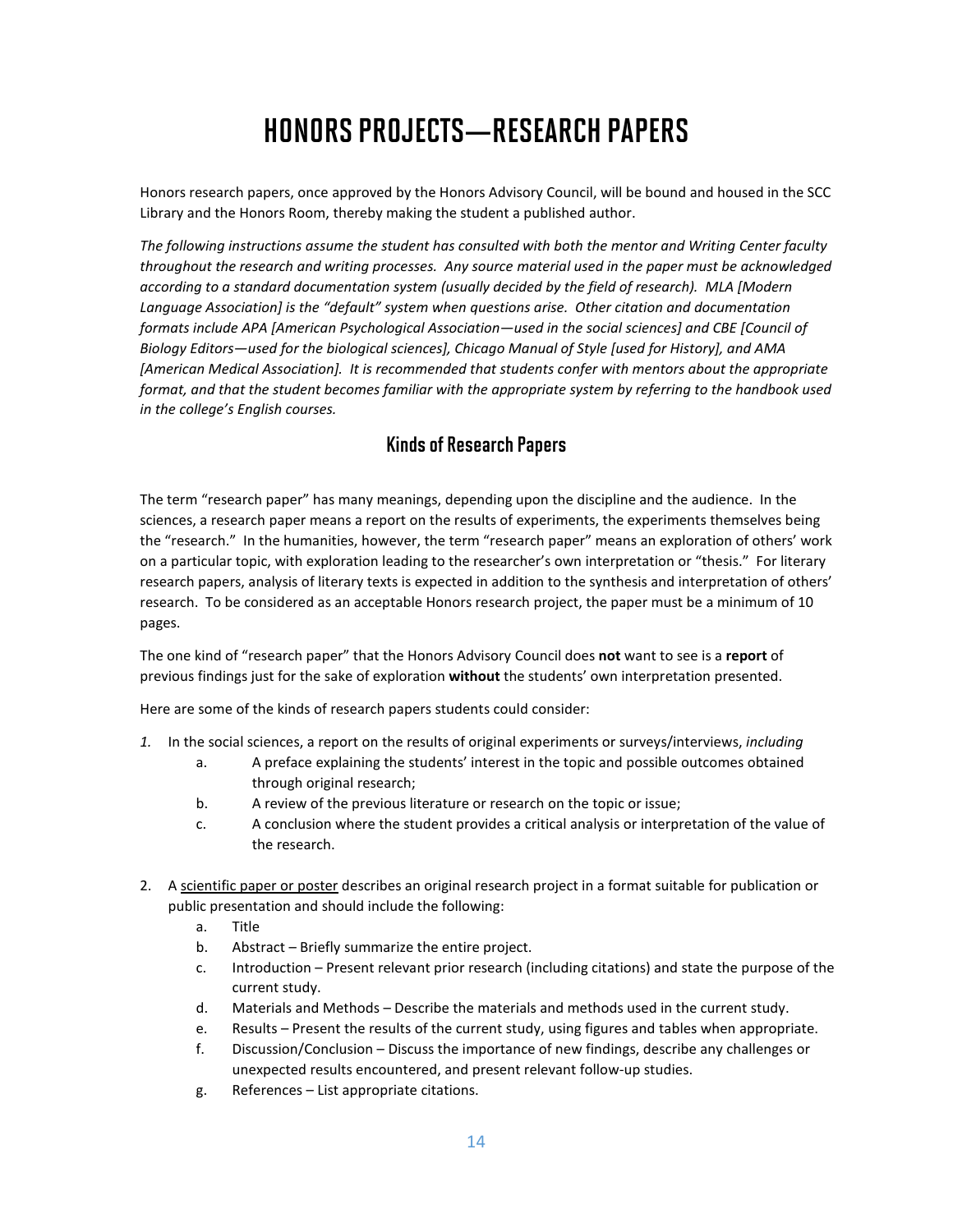# HONORS PROJECTS—RESEARCH PAPERS

Honors research papers, once approved by the Honors Advisory Council, will be bound and housed in the SCC Library and the Honors Room, thereby making the student a published author.

*The following instructions assume the student has consulted with both the mentor and Writing Center faculty throughout the research and writing processes. Any source material used in the paper must be acknowledged according to a standard documentation system (usually decided by the field of research). MLA [Modern Language Association] is the "default" system when questions arise. Other citation and documentation formats include APA [American Psychological Association—used in the social sciences] and CBE [Council of Biology Editors—used for the biological sciences], Chicago Manual of Style [used for History], and AMA [American Medical Association]. It is recommended that students confer with mentors about the appropriate format, and that the student becomes familiar with the appropriate system by referring to the handbook used in the college's English courses.*

## Kinds of Research Papers

The term "research paper" has many meanings, depending upon the discipline and the audience. In the sciences, a research paper means a report on the results of experiments, the experiments themselves being the "research." In the humanities, however, the term "research paper" means an exploration of others' work on a particular topic, with exploration leading to the researcher's own interpretation or "thesis." For literary research papers, analysis of literary texts is expected in addition to the synthesis and interpretation of others' research. To be considered as an acceptable Honors research project, the paper must be a minimum of 10 pages.

The one kind of "research paper" that the Honors Advisory Council does **not** want to see is a **report** of previous findings just for the sake of exploration **without** the students' own interpretation presented.

Here are some of the kinds of research papers students could consider:

1. In the social sciences, a report on the results of original experiments or surveys/interviews, *including*
   a. A preface explaining the students' interest in the topic and possible outcomes obtained through original research;
   b. A review of the previous literature or research on the topic or issue;
   c. A conclusion where the student provides a critical analysis or interpretation of the value of the research.

2. A <u>scientific paper or poster</u> describes an original research project in a format suitable for publication or public presentation and should include the following:
   a. Title
   b. Abstract – Briefly summarize the entire project.
   c. Introduction – Present relevant prior research (including citations) and state the purpose of the current study.
   d. Materials and Methods – Describe the materials and methods used in the current study.
   e. Results – Present the results of the current study, using figures and tables when appropriate.
   f. Discussion/Conclusion – Discuss the importance of new findings, describe any challenges or unexpected results encountered, and present relevant follow-up studies.
   g. References – List appropriate citations.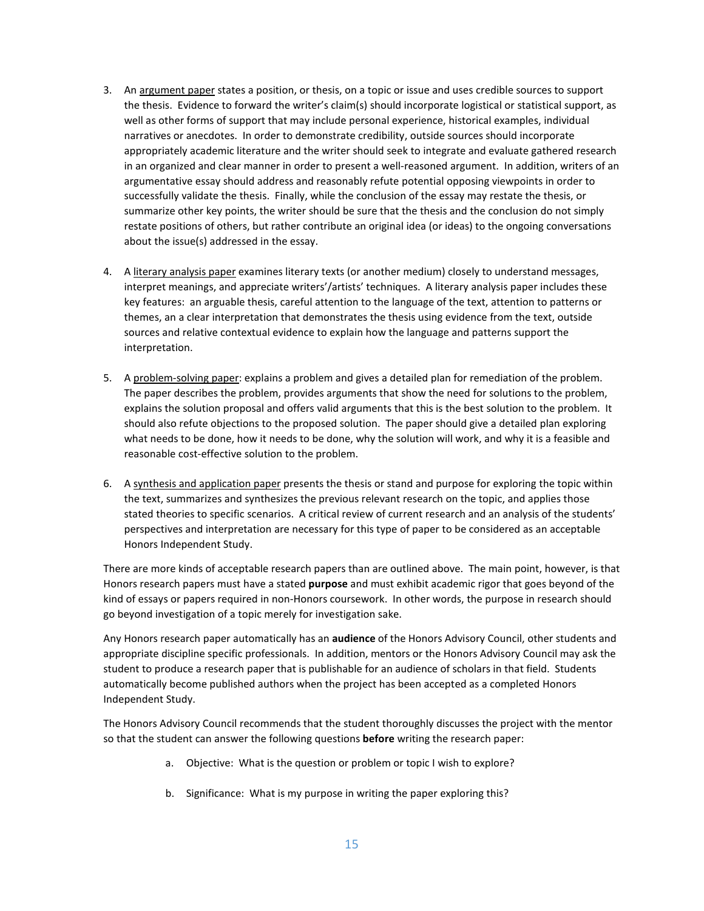3. An <u>argument paper</u> states a position, or thesis, on a topic or issue and uses credible sources to support the thesis. Evidence to forward the writer's claim(s) should incorporate logistical or statistical support, as well as other forms of support that may include personal experience, historical examples, individual narratives or anecdotes. In order to demonstrate credibility, outside sources should incorporate appropriately academic literature and the writer should seek to integrate and evaluate gathered research in an organized and clear manner in order to present a well-reasoned argument. In addition, writers of an argumentative essay should address and reasonably refute potential opposing viewpoints in order to successfully validate the thesis. Finally, while the conclusion of the essay may restate the thesis, or summarize other key points, the writer should be sure that the thesis and the conclusion do not simply restate positions of others, but rather contribute an original idea (or ideas) to the ongoing conversations about the issue(s) addressed in the essay.

4. A <u>literary analysis paper</u> examines literary texts (or another medium) closely to understand messages, interpret meanings, and appreciate writers'/artists' techniques. A literary analysis paper includes these key features: an arguable thesis, careful attention to the language of the text, attention to patterns or themes, an a clear interpretation that demonstrates the thesis using evidence from the text, outside sources and relative contextual evidence to explain how the language and patterns support the interpretation.

5. A <u>problem-solving paper</u>: explains a problem and gives a detailed plan for remediation of the problem. The paper describes the problem, provides arguments that show the need for solutions to the problem, explains the solution proposal and offers valid arguments that this is the best solution to the problem. It should also refute objections to the proposed solution. The paper should give a detailed plan exploring what needs to be done, how it needs to be done, why the solution will work, and why it is a feasible and reasonable cost-effective solution to the problem.

6. A <u>synthesis and application paper</u> presents the thesis or stand and purpose for exploring the topic within the text, summarizes and synthesizes the previous relevant research on the topic, and applies those stated theories to specific scenarios. A critical review of current research and an analysis of the students' perspectives and interpretation are necessary for this type of paper to be considered as an acceptable Honors Independent Study.

There are more kinds of acceptable research papers than are outlined above. The main point, however, is that Honors research papers must have a stated **purpose** and must exhibit academic rigor that goes beyond of the kind of essays or papers required in non-Honors coursework. In other words, the purpose in research should go beyond investigation of a topic merely for investigation sake.

Any Honors research paper automatically has an **audience** of the Honors Advisory Council, other students and appropriate discipline specific professionals. In addition, mentors or the Honors Advisory Council may ask the student to produce a research paper that is publishable for an audience of scholars in that field. Students automatically become published authors when the project has been accepted as a completed Honors Independent Study.

The Honors Advisory Council recommends that the student thoroughly discusses the project with the mentor so that the student can answer the following questions **before** writing the research paper:

a. Objective: What is the question or problem or topic I wish to explore?

b. Significance: What is my purpose in writing the paper exploring this?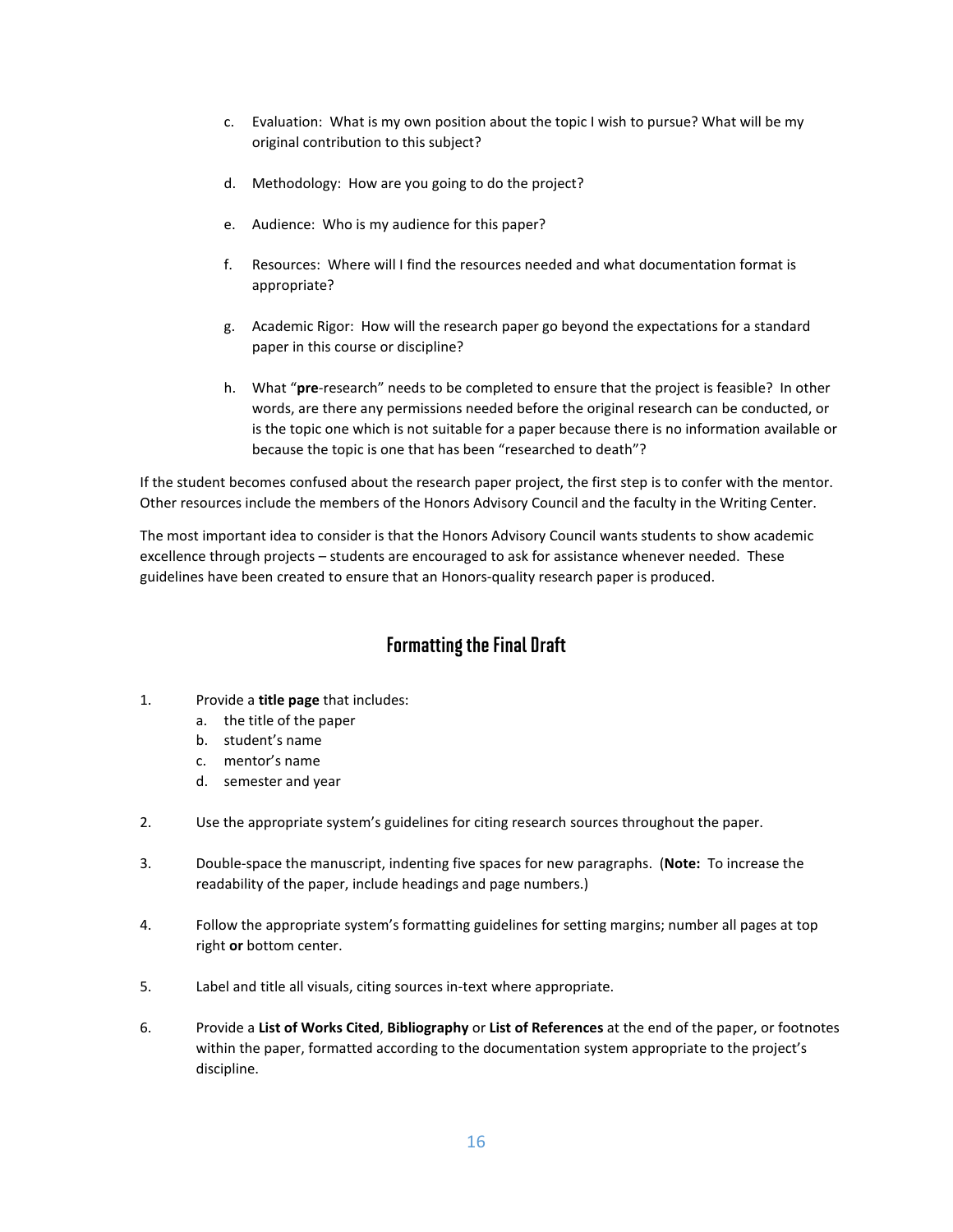c. Evaluation: What is my own position about the topic I wish to pursue? What will be my original contribution to this subject?

d. Methodology: How are you going to do the project?

e. Audience: Who is my audience for this paper?

f. Resources: Where will I find the resources needed and what documentation format is appropriate?

g. Academic Rigor: How will the research paper go beyond the expectations for a standard paper in this course or discipline?

h. What "**pre**-research" needs to be completed to ensure that the project is feasible? In other words, are there any permissions needed before the original research can be conducted, or is the topic one which is not suitable for a paper because there is no information available or because the topic is one that has been "researched to death"?

If the student becomes confused about the research paper project, the first step is to confer with the mentor. Other resources include the members of the Honors Advisory Council and the faculty in the Writing Center.

The most important idea to consider is that the Honors Advisory Council wants students to show academic excellence through projects – students are encouraged to ask for assistance whenever needed. These guidelines have been created to ensure that an Honors-quality research paper is produced.

## Formatting the Final Draft

1. Provide a **title page** that includes:
   a. the title of the paper
   b. student's name
   c. mentor's name
   d. semester and year

2. Use the appropriate system's guidelines for citing research sources throughout the paper.

3. Double-space the manuscript, indenting five spaces for new paragraphs. (**Note:** To increase the readability of the paper, include headings and page numbers.)

4. Follow the appropriate system's formatting guidelines for setting margins; number all pages at top right **or** bottom center.

5. Label and title all visuals, citing sources in-text where appropriate.

6. Provide a **List of Works Cited**, **Bibliography** or **List of References** at the end of the paper, or footnotes within the paper, formatted according to the documentation system appropriate to the project's discipline.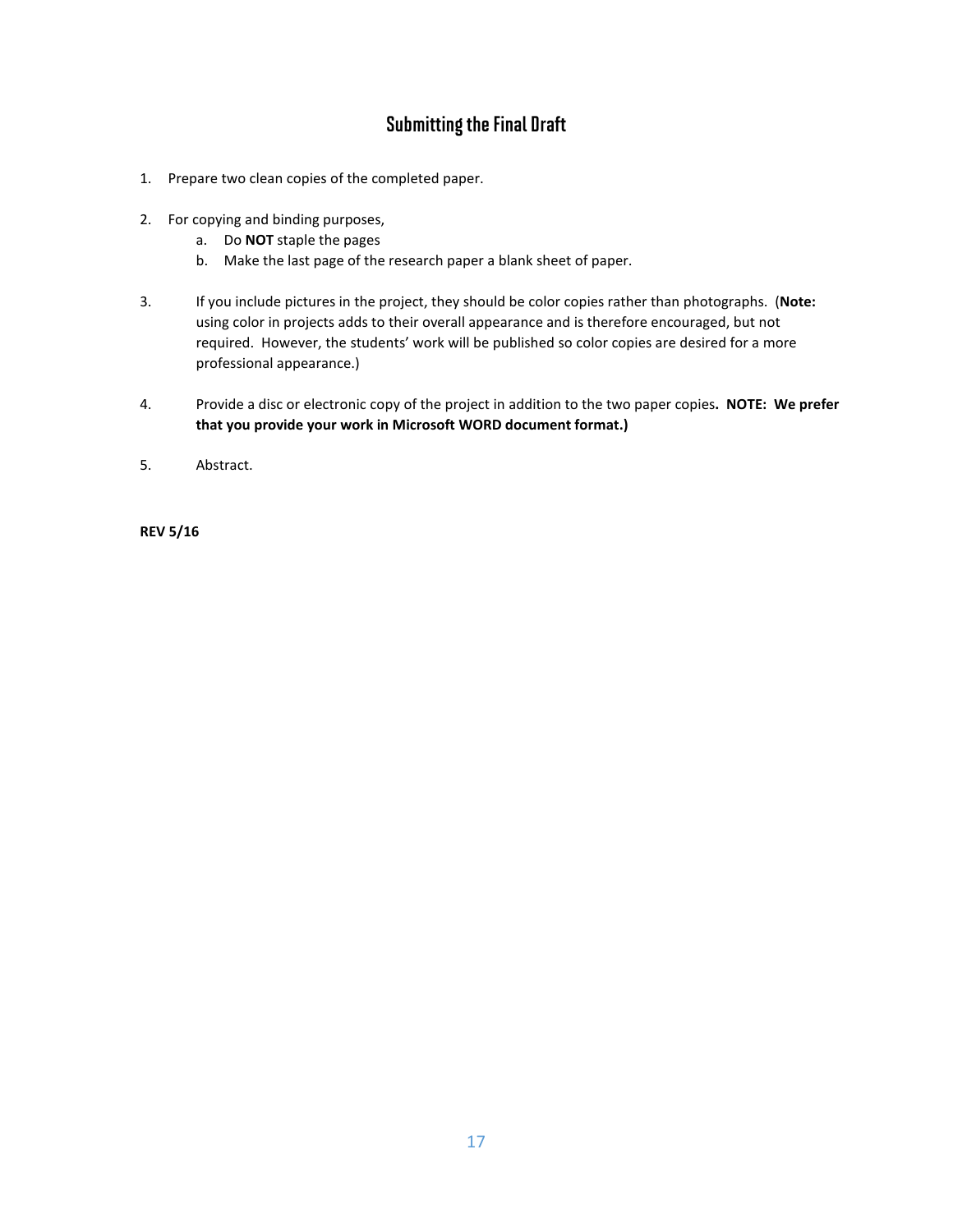## Submitting the Final Draft

1. Prepare two clean copies of the completed paper.

2. For copying and binding purposes,
   a. Do **NOT** staple the pages
   b. Make the last page of the research paper a blank sheet of paper.

3. If you include pictures in the project, they should be color copies rather than photographs. (**Note:** using color in projects adds to their overall appearance and is therefore encouraged, but not required. However, the students' work will be published so color copies are desired for a more professional appearance.)

4. Provide a disc or electronic copy of the project in addition to the two paper copies**. NOTE: We prefer that you provide your work in Microsoft WORD document format.)**

5. Abstract.

**REV 5/16**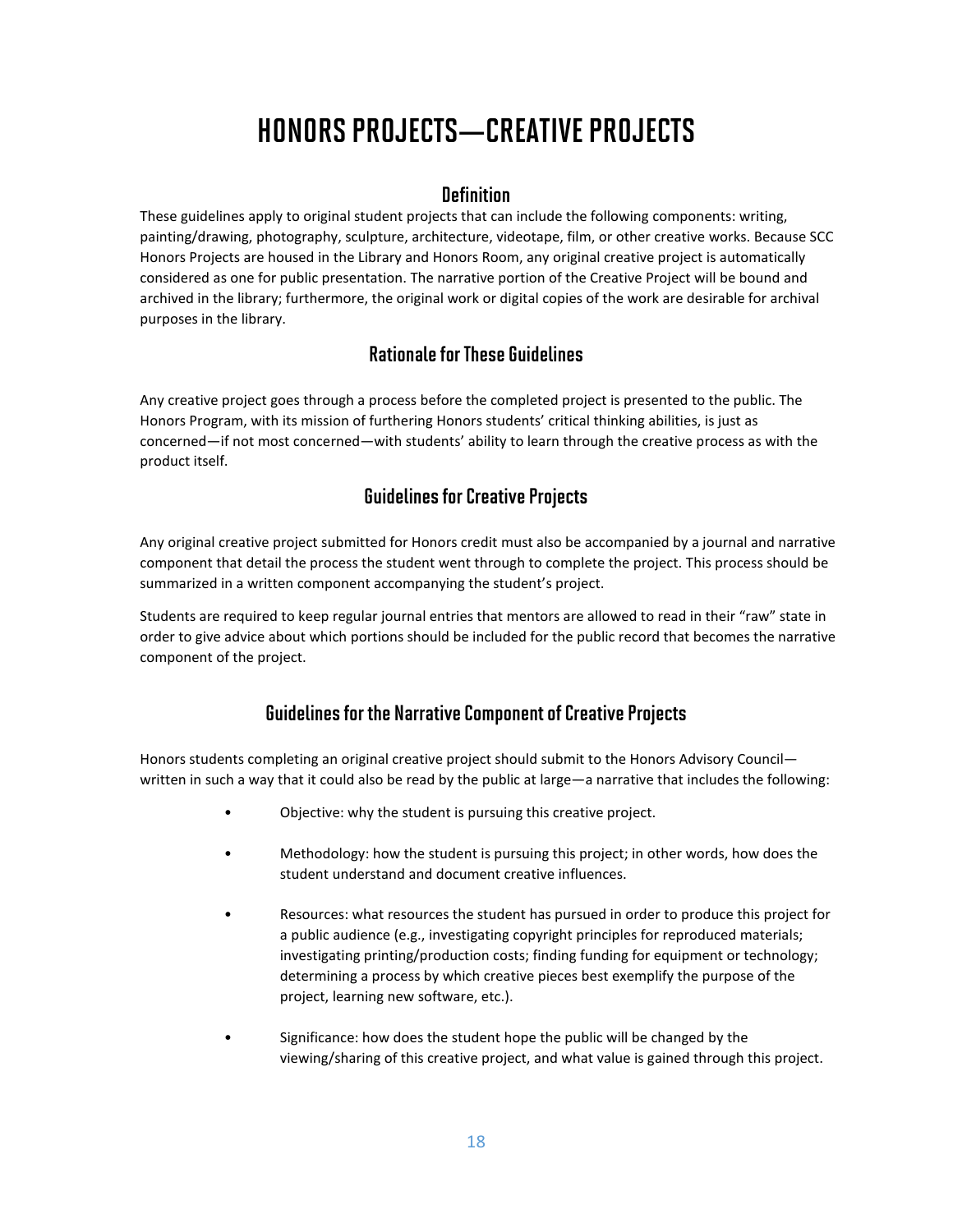# HONORS PROJECTS—CREATIVE PROJECTS

## Definition

These guidelines apply to original student projects that can include the following components: writing, painting/drawing, photography, sculpture, architecture, videotape, film, or other creative works. Because SCC Honors Projects are housed in the Library and Honors Room, any original creative project is automatically considered as one for public presentation. The narrative portion of the Creative Project will be bound and archived in the library; furthermore, the original work or digital copies of the work are desirable for archival purposes in the library.

## Rationale for These Guidelines

Any creative project goes through a process before the completed project is presented to the public. The Honors Program, with its mission of furthering Honors students' critical thinking abilities, is just as concerned—if not most concerned—with students' ability to learn through the creative process as with the product itself.

## Guidelines for Creative Projects

Any original creative project submitted for Honors credit must also be accompanied by a journal and narrative component that detail the process the student went through to complete the project. This process should be summarized in a written component accompanying the student's project.

Students are required to keep regular journal entries that mentors are allowed to read in their "raw" state in order to give advice about which portions should be included for the public record that becomes the narrative component of the project.

## Guidelines for the Narrative Component of Creative Projects

Honors students completing an original creative project should submit to the Honors Advisory Council—written in such a way that it could also be read by the public at large—a narrative that includes the following:

- Objective: why the student is pursuing this creative project.
- Methodology: how the student is pursuing this project; in other words, how does the student understand and document creative influences.
- Resources: what resources the student has pursued in order to produce this project for a public audience (e.g., investigating copyright principles for reproduced materials; investigating printing/production costs; finding funding for equipment or technology; determining a process by which creative pieces best exemplify the purpose of the project, learning new software, etc.).
- Significance: how does the student hope the public will be changed by the viewing/sharing of this creative project, and what value is gained through this project.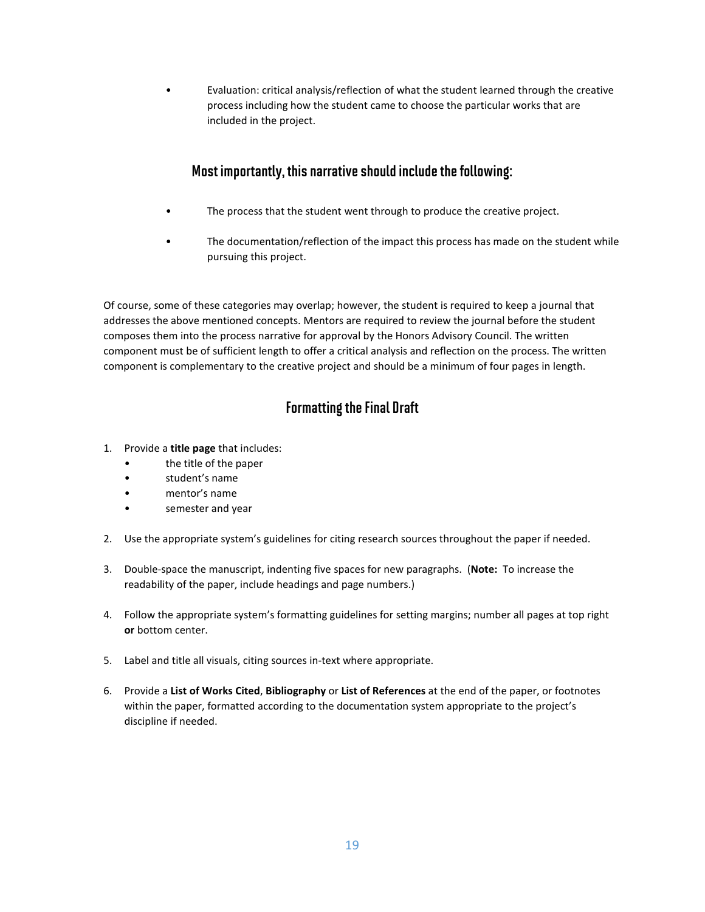- Evaluation: critical analysis/reflection of what the student learned through the creative process including how the student came to choose the particular works that are included in the project.

## Most importantly, this narrative should include the following:

- The process that the student went through to produce the creative project.
- The documentation/reflection of the impact this process has made on the student while pursuing this project.

Of course, some of these categories may overlap; however, the student is required to keep a journal that addresses the above mentioned concepts. Mentors are required to review the journal before the student composes them into the process narrative for approval by the Honors Advisory Council. The written component must be of sufficient length to offer a critical analysis and reflection on the process. The written component is complementary to the creative project and should be a minimum of four pages in length.

## Formatting the Final Draft

1. Provide a **title page** that includes:
   - the title of the paper
   - student's name
   - mentor's name
   - semester and year
2. Use the appropriate system's guidelines for citing research sources throughout the paper if needed.
3. Double-space the manuscript, indenting five spaces for new paragraphs. (**Note:** To increase the readability of the paper, include headings and page numbers.)
4. Follow the appropriate system's formatting guidelines for setting margins; number all pages at top right **or** bottom center.
5. Label and title all visuals, citing sources in-text where appropriate.
6. Provide a **List of Works Cited**, **Bibliography** or **List of References** at the end of the paper, or footnotes within the paper, formatted according to the documentation system appropriate to the project's discipline if needed.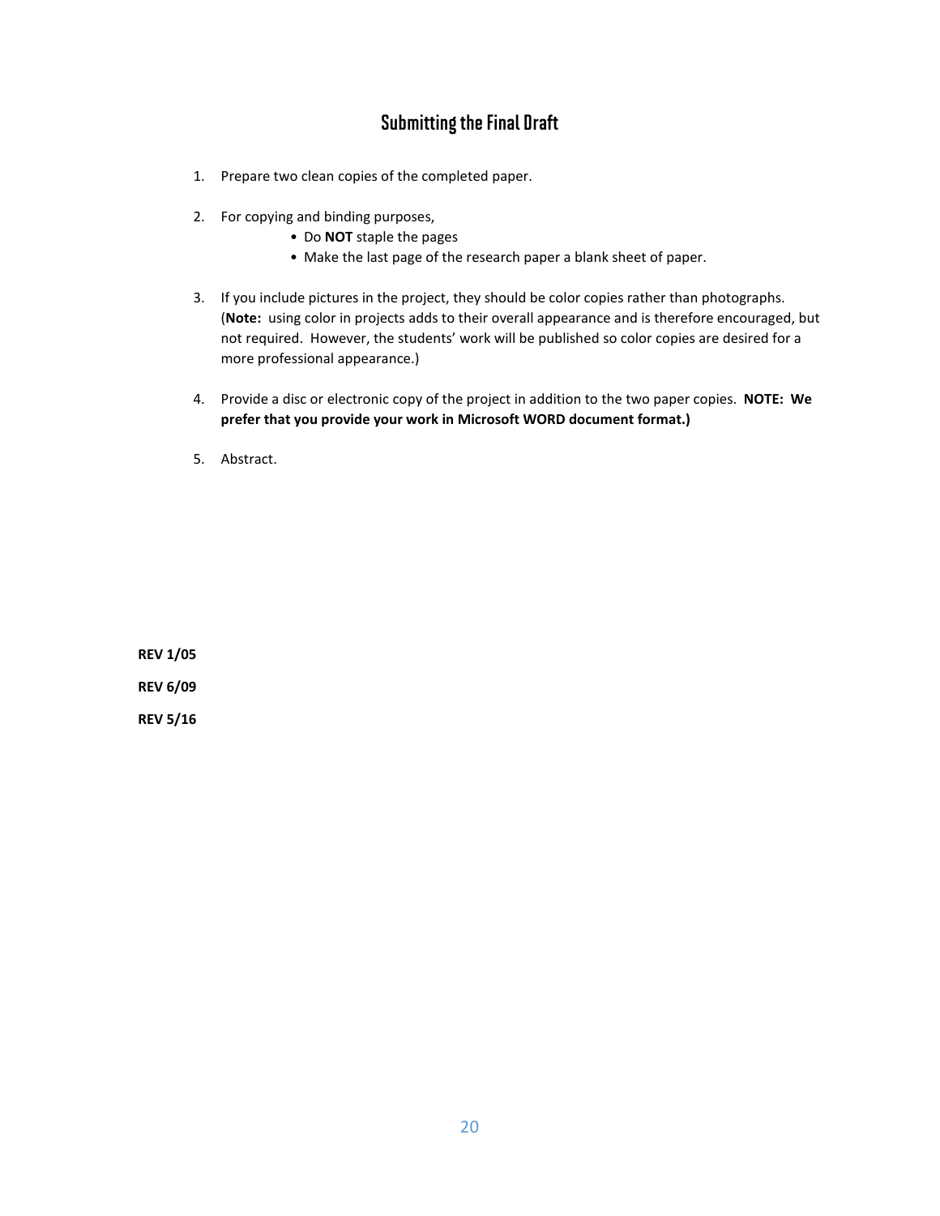## Submitting the Final Draft

1. Prepare two clean copies of the completed paper.

2. For copying and binding purposes,
   - Do **NOT** staple the pages
   - Make the last page of the research paper a blank sheet of paper.

3. If you include pictures in the project, they should be color copies rather than photographs. (**Note:** using color in projects adds to their overall appearance and is therefore encouraged, but not required. However, the students' work will be published so color copies are desired for a more professional appearance.)

4. Provide a disc or electronic copy of the project in addition to the two paper copies. **NOTE: We prefer that you provide your work in Microsoft WORD document format.)**

5. Abstract.

**REV 1/05**

**REV 6/09**

**REV 5/16**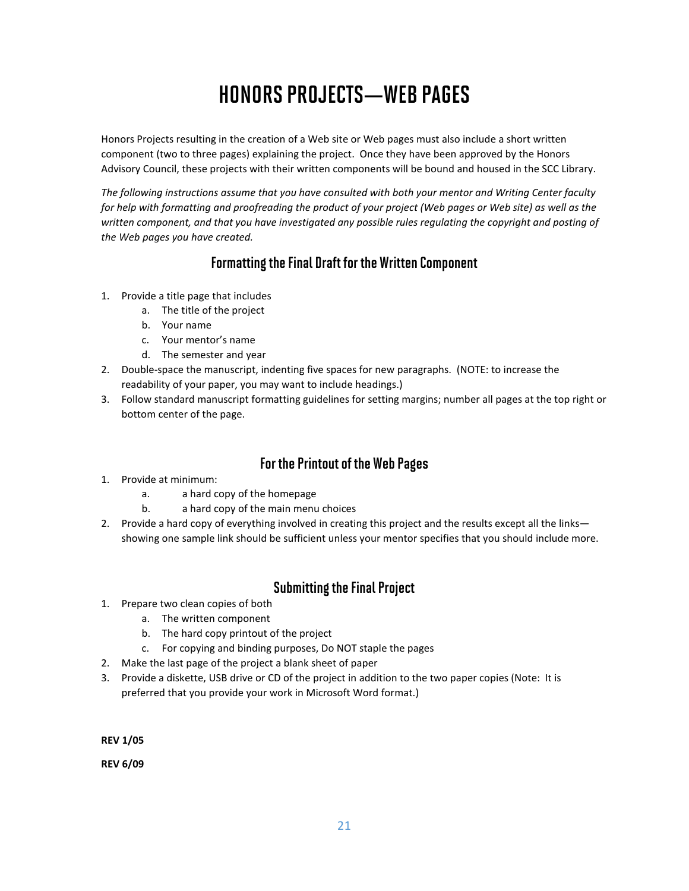# HONORS PROJECTS—WEB PAGES

Honors Projects resulting in the creation of a Web site or Web pages must also include a short written component (two to three pages) explaining the project. Once they have been approved by the Honors Advisory Council, these projects with their written components will be bound and housed in the SCC Library.

*The following instructions assume that you have consulted with both your mentor and Writing Center faculty for help with formatting and proofreading the product of your project (Web pages or Web site) as well as the written component, and that you have investigated any possible rules regulating the copyright and posting of the Web pages you have created.*

## Formatting the Final Draft for the Written Component

1. Provide a title page that includes
   a. The title of the project
   b. Your name
   c. Your mentor's name
   d. The semester and year
2. Double-space the manuscript, indenting five spaces for new paragraphs. (NOTE: to increase the readability of your paper, you may want to include headings.)
3. Follow standard manuscript formatting guidelines for setting margins; number all pages at the top right or bottom center of the page.

## For the Printout of the Web Pages

1. Provide at minimum:
   a. a hard copy of the homepage
   b. a hard copy of the main menu choices
2. Provide a hard copy of everything involved in creating this project and the results except all the links—showing one sample link should be sufficient unless your mentor specifies that you should include more.

## Submitting the Final Project

1. Prepare two clean copies of both
   a. The written component
   b. The hard copy printout of the project
   c. For copying and binding purposes, Do NOT staple the pages
2. Make the last page of the project a blank sheet of paper
3. Provide a diskette, USB drive or CD of the project in addition to the two paper copies (Note: It is preferred that you provide your work in Microsoft Word format.)

**REV 1/05**

**REV 6/09**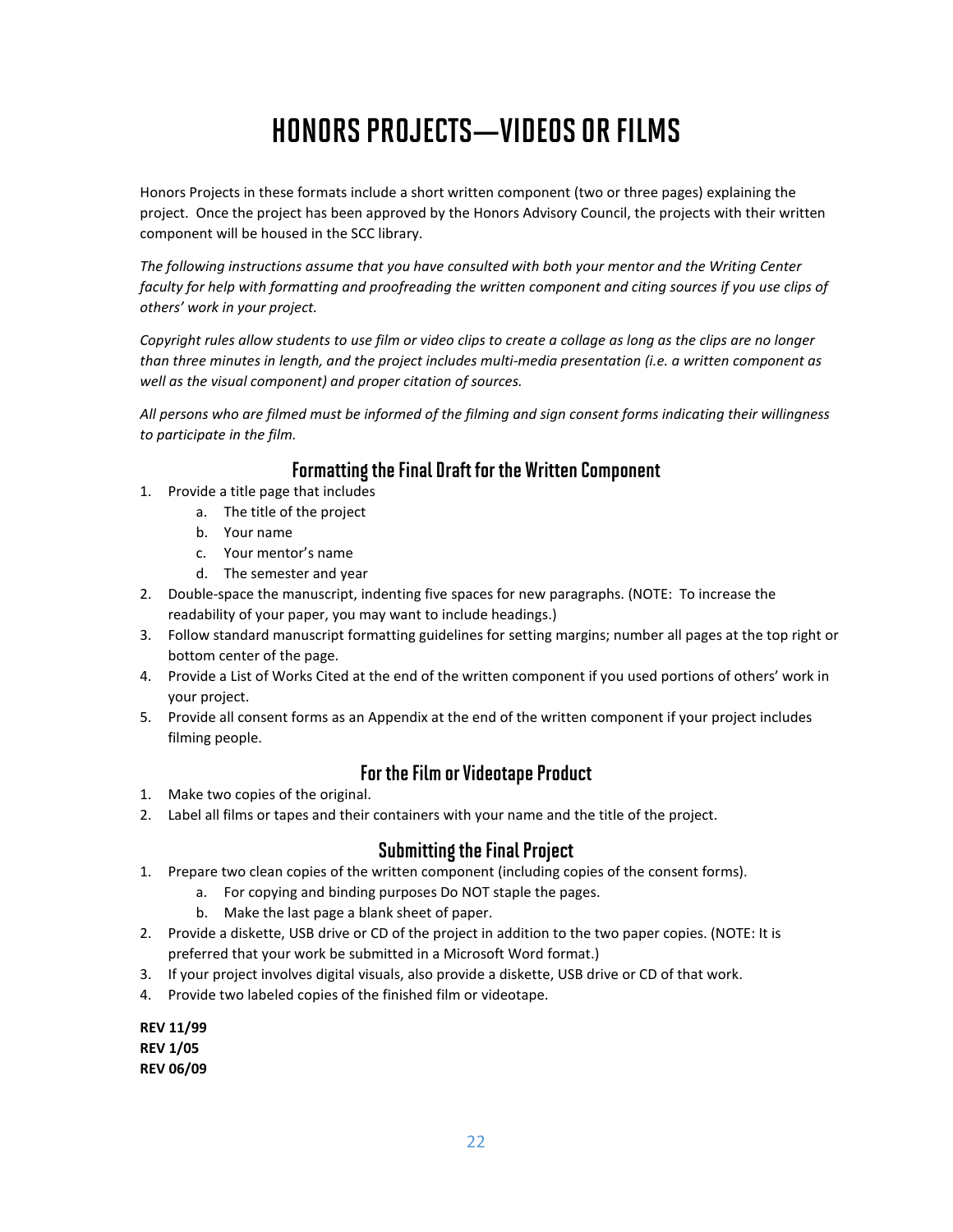# HONORS PROJECTS—VIDEOS OR FILMS

Honors Projects in these formats include a short written component (two or three pages) explaining the project. Once the project has been approved by the Honors Advisory Council, the projects with their written component will be housed in the SCC library.

*The following instructions assume that you have consulted with both your mentor and the Writing Center faculty for help with formatting and proofreading the written component and citing sources if you use clips of others' work in your project.*

*Copyright rules allow students to use film or video clips to create a collage as long as the clips are no longer than three minutes in length, and the project includes multi-media presentation (i.e. a written component as well as the visual component) and proper citation of sources.*

*All persons who are filmed must be informed of the filming and sign consent forms indicating their willingness to participate in the film.*

## Formatting the Final Draft for the Written Component

1. Provide a title page that includes
   a. The title of the project
   b. Your name
   c. Your mentor's name
   d. The semester and year
2. Double-space the manuscript, indenting five spaces for new paragraphs. (NOTE: To increase the readability of your paper, you may want to include headings.)
3. Follow standard manuscript formatting guidelines for setting margins; number all pages at the top right or bottom center of the page.
4. Provide a List of Works Cited at the end of the written component if you used portions of others' work in your project.
5. Provide all consent forms as an Appendix at the end of the written component if your project includes filming people.

## For the Film or Videotape Product

1. Make two copies of the original.
2. Label all films or tapes and their containers with your name and the title of the project.

## Submitting the Final Project

1. Prepare two clean copies of the written component (including copies of the consent forms).
   a. For copying and binding purposes Do NOT staple the pages.
   b. Make the last page a blank sheet of paper.
2. Provide a diskette, USB drive or CD of the project in addition to the two paper copies. (NOTE: It is preferred that your work be submitted in a Microsoft Word format.)
3. If your project involves digital visuals, also provide a diskette, USB drive or CD of that work.
4. Provide two labeled copies of the finished film or videotape.

**REV 11/99**
**REV 1/05**
**REV 06/09**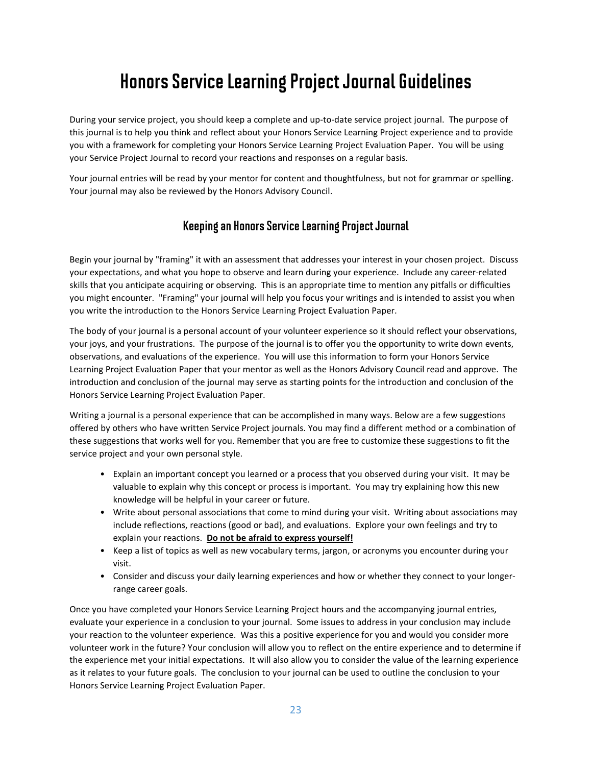# Honors Service Learning Project Journal Guidelines

During your service project, you should keep a complete and up-to-date service project journal. The purpose of this journal is to help you think and reflect about your Honors Service Learning Project experience and to provide you with a framework for completing your Honors Service Learning Project Evaluation Paper. You will be using your Service Project Journal to record your reactions and responses on a regular basis.

Your journal entries will be read by your mentor for content and thoughtfulness, but not for grammar or spelling. Your journal may also be reviewed by the Honors Advisory Council.

## Keeping an Honors Service Learning Project Journal

Begin your journal by "framing" it with an assessment that addresses your interest in your chosen project. Discuss your expectations, and what you hope to observe and learn during your experience. Include any career-related skills that you anticipate acquiring or observing. This is an appropriate time to mention any pitfalls or difficulties you might encounter. "Framing" your journal will help you focus your writings and is intended to assist you when you write the introduction to the Honors Service Learning Project Evaluation Paper.

The body of your journal is a personal account of your volunteer experience so it should reflect your observations, your joys, and your frustrations. The purpose of the journal is to offer you the opportunity to write down events, observations, and evaluations of the experience. You will use this information to form your Honors Service Learning Project Evaluation Paper that your mentor as well as the Honors Advisory Council read and approve. The introduction and conclusion of the journal may serve as starting points for the introduction and conclusion of the Honors Service Learning Project Evaluation Paper.

Writing a journal is a personal experience that can be accomplished in many ways. Below are a few suggestions offered by others who have written Service Project journals. You may find a different method or a combination of these suggestions that works well for you. Remember that you are free to customize these suggestions to fit the service project and your own personal style.

- Explain an important concept you learned or a process that you observed during your visit. It may be valuable to explain why this concept or process is important. You may try explaining how this new knowledge will be helpful in your career or future.
- Write about personal associations that come to mind during your visit. Writing about associations may include reflections, reactions (good or bad), and evaluations. Explore your own feelings and try to explain your reactions. **<u>Do not be afraid to express yourself!</u>**
- Keep a list of topics as well as new vocabulary terms, jargon, or acronyms you encounter during your visit.
- Consider and discuss your daily learning experiences and how or whether they connect to your longer-range career goals.

Once you have completed your Honors Service Learning Project hours and the accompanying journal entries, evaluate your experience in a conclusion to your journal. Some issues to address in your conclusion may include your reaction to the volunteer experience. Was this a positive experience for you and would you consider more volunteer work in the future? Your conclusion will allow you to reflect on the entire experience and to determine if the experience met your initial expectations. It will also allow you to consider the value of the learning experience as it relates to your future goals. The conclusion to your journal can be used to outline the conclusion to your Honors Service Learning Project Evaluation Paper.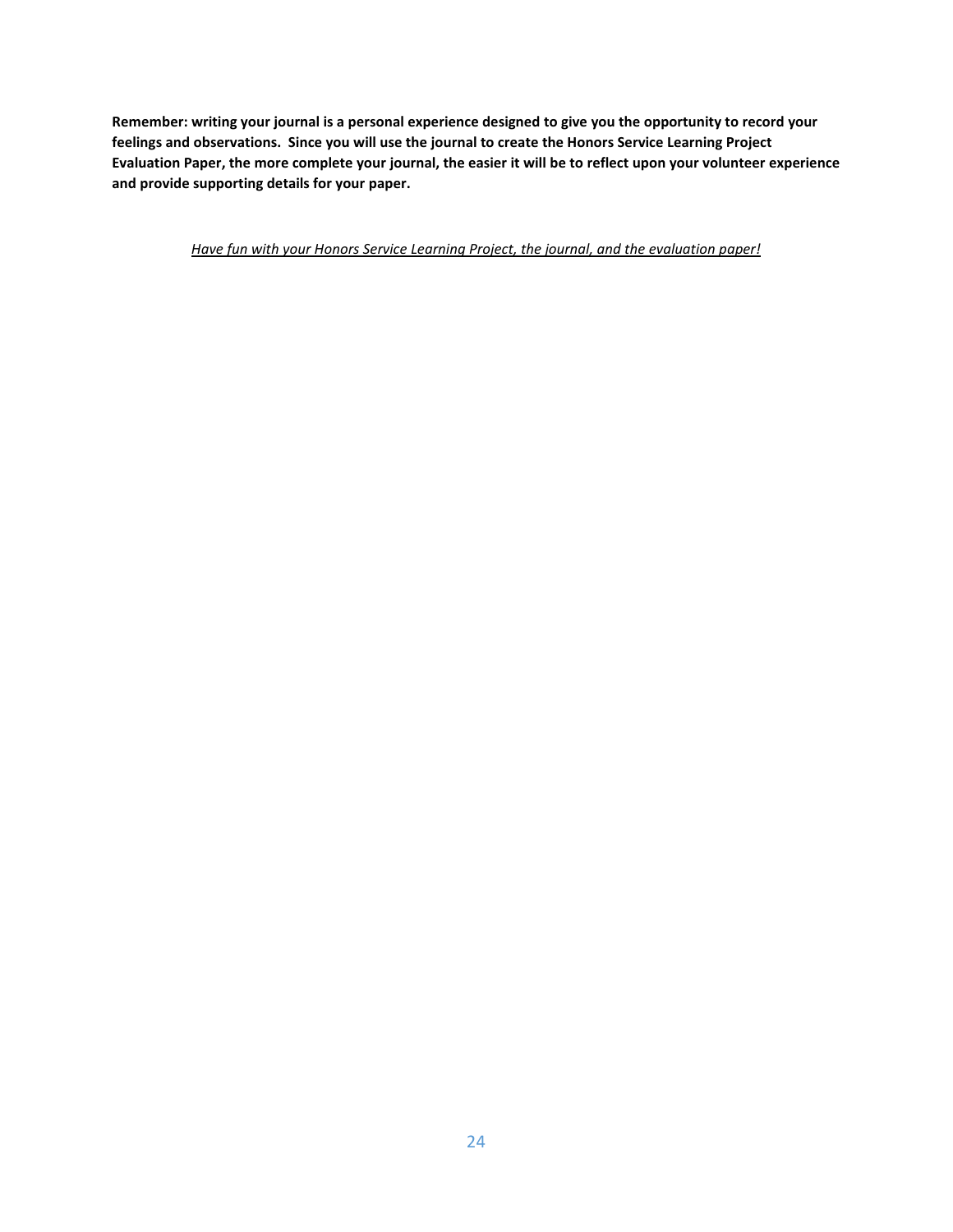**Remember: writing your journal is a personal experience designed to give you the opportunity to record your feelings and observations. Since you will use the journal to create the Honors Service Learning Project Evaluation Paper, the more complete your journal, the easier it will be to reflect upon your volunteer experience and provide supporting details for your paper.**

<u>*Have fun with your Honors Service Learning Project, the journal, and the evaluation paper!*</u>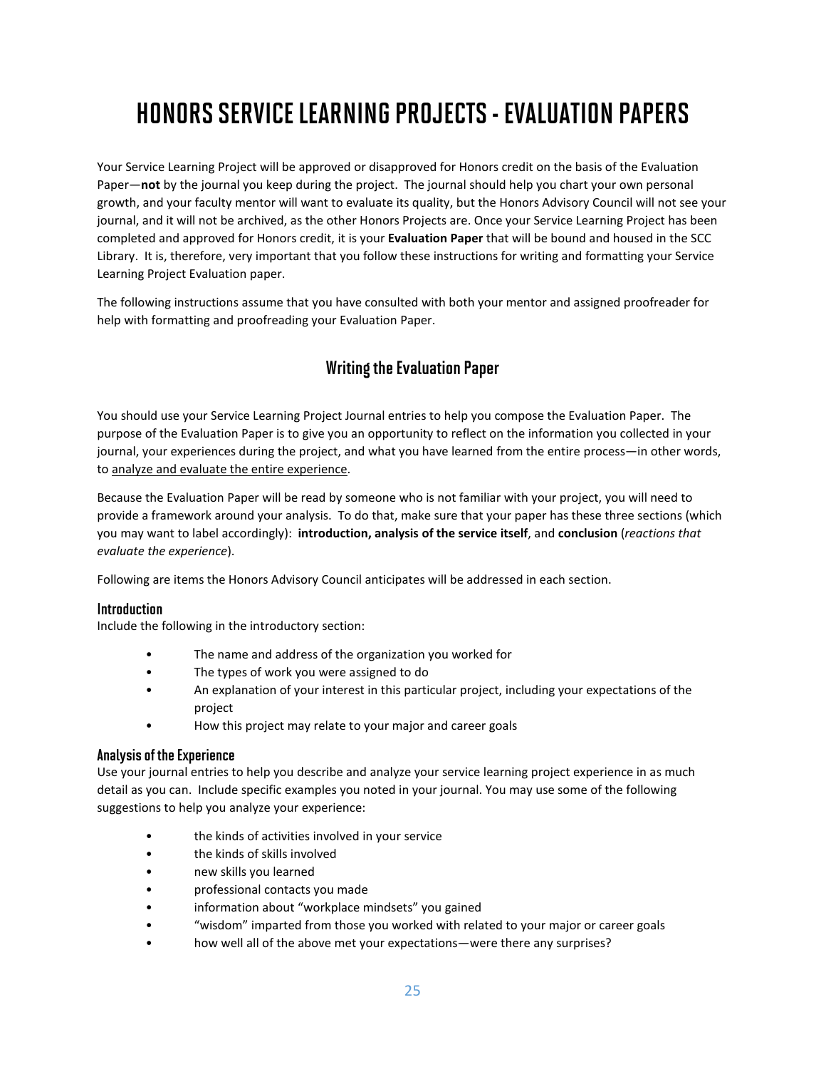# HONORS SERVICE LEARNING PROJECTS - EVALUATION PAPERS

Your Service Learning Project will be approved or disapproved for Honors credit on the basis of the Evaluation Paper—**not** by the journal you keep during the project. The journal should help you chart your own personal growth, and your faculty mentor will want to evaluate its quality, but the Honors Advisory Council will not see your journal, and it will not be archived, as the other Honors Projects are. Once your Service Learning Project has been completed and approved for Honors credit, it is your **Evaluation Paper** that will be bound and housed in the SCC Library. It is, therefore, very important that you follow these instructions for writing and formatting your Service Learning Project Evaluation paper.

The following instructions assume that you have consulted with both your mentor and assigned proofreader for help with formatting and proofreading your Evaluation Paper.

## Writing the Evaluation Paper

You should use your Service Learning Project Journal entries to help you compose the Evaluation Paper. The purpose of the Evaluation Paper is to give you an opportunity to reflect on the information you collected in your journal, your experiences during the project, and what you have learned from the entire process—in other words, to <u>analyze and evaluate the entire experience</u>.

Because the Evaluation Paper will be read by someone who is not familiar with your project, you will need to provide a framework around your analysis. To do that, make sure that your paper has these three sections (which you may want to label accordingly): **introduction, analysis of the service itself**, and **conclusion** (*reactions that evaluate the experience*).

Following are items the Honors Advisory Council anticipates will be addressed in each section.

### Introduction

Include the following in the introductory section:

- The name and address of the organization you worked for
- The types of work you were assigned to do
- An explanation of your interest in this particular project, including your expectations of the project
- How this project may relate to your major and career goals

### Analysis of the Experience

Use your journal entries to help you describe and analyze your service learning project experience in as much detail as you can. Include specific examples you noted in your journal. You may use some of the following suggestions to help you analyze your experience:

- the kinds of activities involved in your service
- the kinds of skills involved
- new skills you learned
- professional contacts you made
- information about "workplace mindsets" you gained
- "wisdom" imparted from those you worked with related to your major or career goals
- how well all of the above met your expectations—were there any surprises?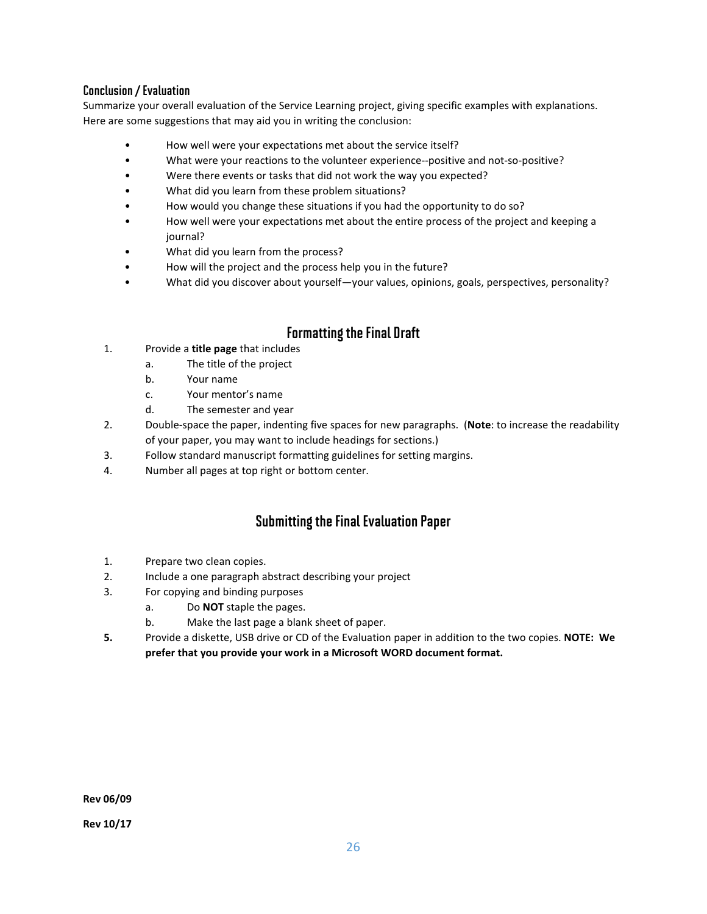### Conclusion / Evaluation

Summarize your overall evaluation of the Service Learning project, giving specific examples with explanations. Here are some suggestions that may aid you in writing the conclusion:

- How well were your expectations met about the service itself?
- What were your reactions to the volunteer experience--positive and not-so-positive?
- Were there events or tasks that did not work the way you expected?
- What did you learn from these problem situations?
- How would you change these situations if you had the opportunity to do so?
- How well were your expectations met about the entire process of the project and keeping a journal?
- What did you learn from the process?
- How will the project and the process help you in the future?
- What did you discover about yourself—your values, opinions, goals, perspectives, personality?

## Formatting the Final Draft

1. Provide a **title page** that includes
   a. The title of the project
   b. Your name
   c. Your mentor's name
   d. The semester and year
2. Double-space the paper, indenting five spaces for new paragraphs. (**Note**: to increase the readability of your paper, you may want to include headings for sections.)
3. Follow standard manuscript formatting guidelines for setting margins.
4. Number all pages at top right or bottom center.

## Submitting the Final Evaluation Paper

1. Prepare two clean copies.
2. Include a one paragraph abstract describing your project
3. For copying and binding purposes
   a. Do **NOT** staple the pages.
   b. Make the last page a blank sheet of paper.

**5.** Provide a diskette, USB drive or CD of the Evaluation paper in addition to the two copies. **NOTE: We prefer that you provide your work in a Microsoft WORD document format.**

**Rev 06/09**

**Rev 10/17**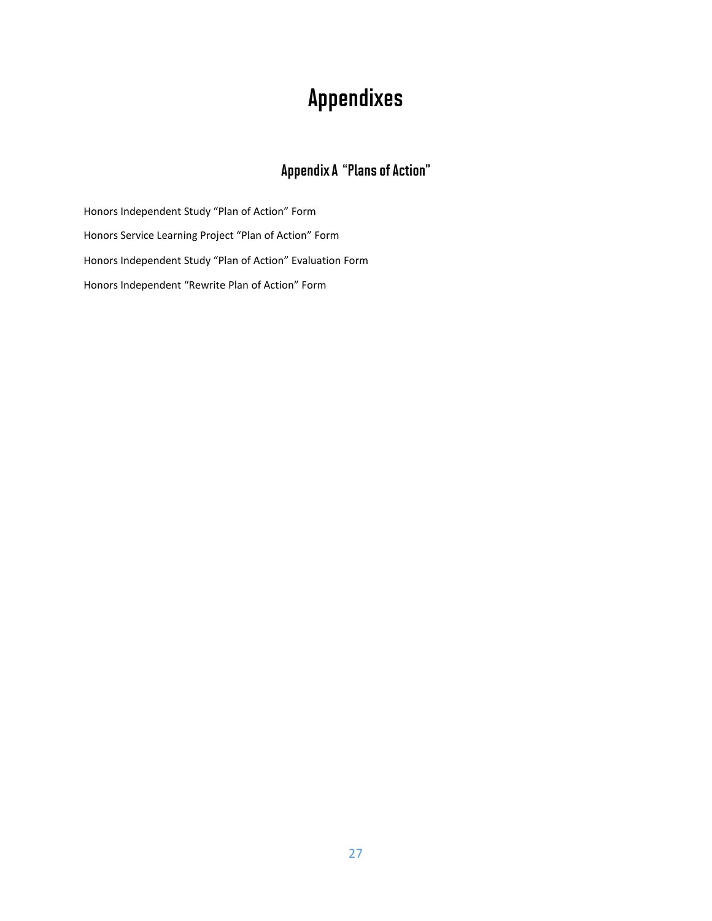# Appendixes

## Appendix A "Plans of Action"

Honors Independent Study "Plan of Action" Form

Honors Service Learning Project "Plan of Action" Form

Honors Independent Study "Plan of Action" Evaluation Form

Honors Independent "Rewrite Plan of Action" Form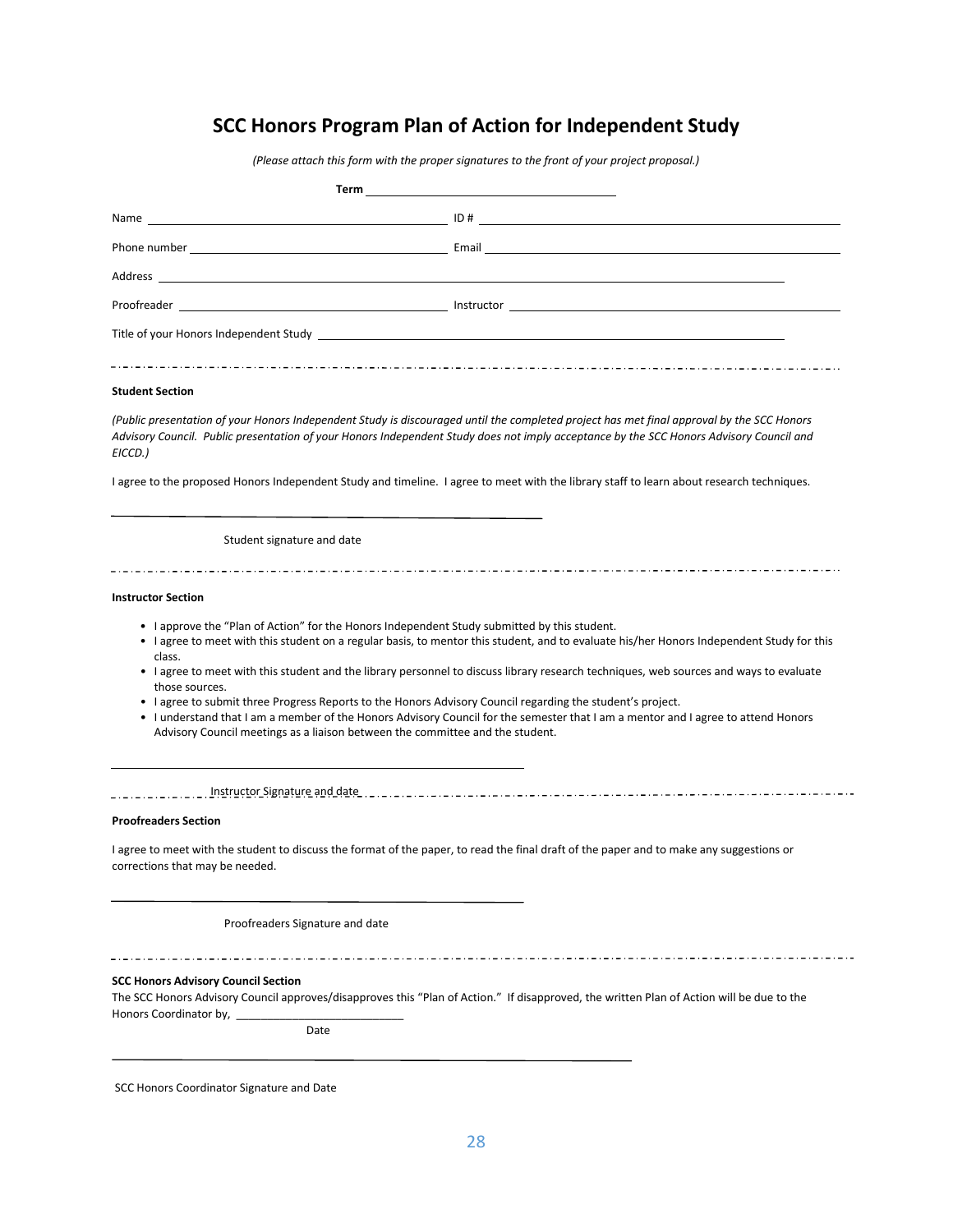# SCC Honors Program Plan of Action for Independent Study

*(Please attach this form with the proper signatures to the front of your project proposal.)*

**Term** ______________________________

Name ______________________________ ID # ______________________________

Phone number ______________________________ Email ______________________________

Address ______________________________________________________________

Proofreader ______________________________ Instructor ______________________________

Title of your Honors Independent Study ______________________________________________

---

**Student Section**

*(Public presentation of your Honors Independent Study is discouraged until the completed project has met final approval by the SCC Honors Advisory Council. Public presentation of your Honors Independent Study does not imply acceptance by the SCC Honors Advisory Council and EICCD.)*

I agree to the proposed Honors Independent Study and timeline. I agree to meet with the library staff to learn about research techniques.

______________________________________________

Student signature and date

---

**Instructor Section**

- I approve the "Plan of Action" for the Honors Independent Study submitted by this student.
- I agree to meet with this student on a regular basis, to mentor this student, and to evaluate his/her Honors Independent Study for this class.
- I agree to meet with this student and the library personnel to discuss library research techniques, web sources and ways to evaluate those sources.
- I agree to submit three Progress Reports to the Honors Advisory Council regarding the student's project.
- I understand that I am a member of the Honors Advisory Council for the semester that I am a mentor and I agree to attend Honors Advisory Council meetings as a liaison between the committee and the student.

______________________________________________

Instructor Signature and date

---

**Proofreaders Section**

I agree to meet with the student to discuss the format of the paper, to read the final draft of the paper and to make any suggestions or corrections that may be needed.

______________________________________________

Proofreaders Signature and date

---

**SCC Honors Advisory Council Section**

The SCC Honors Advisory Council approves/disapproves this "Plan of Action." If disapproved, the written Plan of Action will be due to the Honors Coordinator by, ___________________________

Date

______________________________________________

SCC Honors Coordinator Signature and Date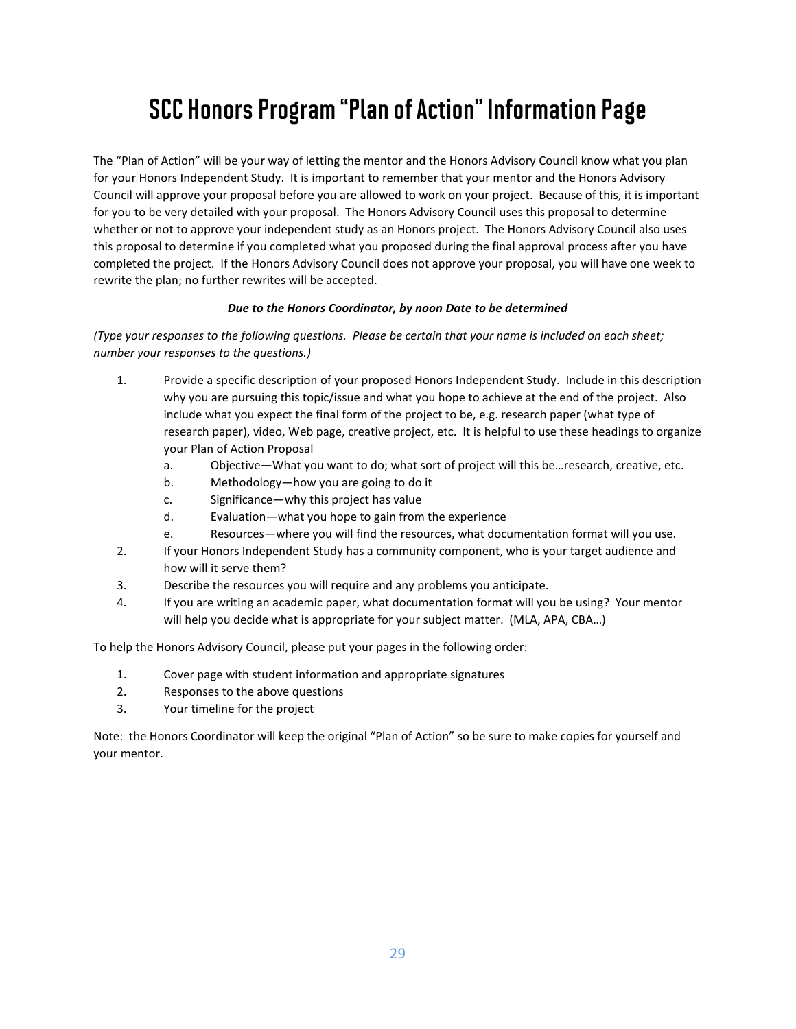# SCC Honors Program "Plan of Action" Information Page

The "Plan of Action" will be your way of letting the mentor and the Honors Advisory Council know what you plan for your Honors Independent Study. It is important to remember that your mentor and the Honors Advisory Council will approve your proposal before you are allowed to work on your project. Because of this, it is important for you to be very detailed with your proposal. The Honors Advisory Council uses this proposal to determine whether or not to approve your independent study as an Honors project. The Honors Advisory Council also uses this proposal to determine if you completed what you proposed during the final approval process after you have completed the project. If the Honors Advisory Council does not approve your proposal, you will have one week to rewrite the plan; no further rewrites will be accepted.

***Due to the Honors Coordinator, by noon Date to be determined***

*(Type your responses to the following questions. Please be certain that your name is included on each sheet; number your responses to the questions.)*

1. Provide a specific description of your proposed Honors Independent Study. Include in this description why you are pursuing this topic/issue and what you hope to achieve at the end of the project. Also include what you expect the final form of the project to be, e.g. research paper (what type of research paper), video, Web page, creative project, etc. It is helpful to use these headings to organize your Plan of Action Proposal
   a. Objective—What you want to do; what sort of project will this be…research, creative, etc.
   b. Methodology—how you are going to do it
   c. Significance—why this project has value
   d. Evaluation—what you hope to gain from the experience
   e. Resources—where you will find the resources, what documentation format will you use.
2. If your Honors Independent Study has a community component, who is your target audience and how will it serve them?
3. Describe the resources you will require and any problems you anticipate.
4. If you are writing an academic paper, what documentation format will you be using? Your mentor will help you decide what is appropriate for your subject matter. (MLA, APA, CBA…)

To help the Honors Advisory Council, please put your pages in the following order:

1. Cover page with student information and appropriate signatures
2. Responses to the above questions
3. Your timeline for the project

Note: the Honors Coordinator will keep the original "Plan of Action" so be sure to make copies for yourself and your mentor.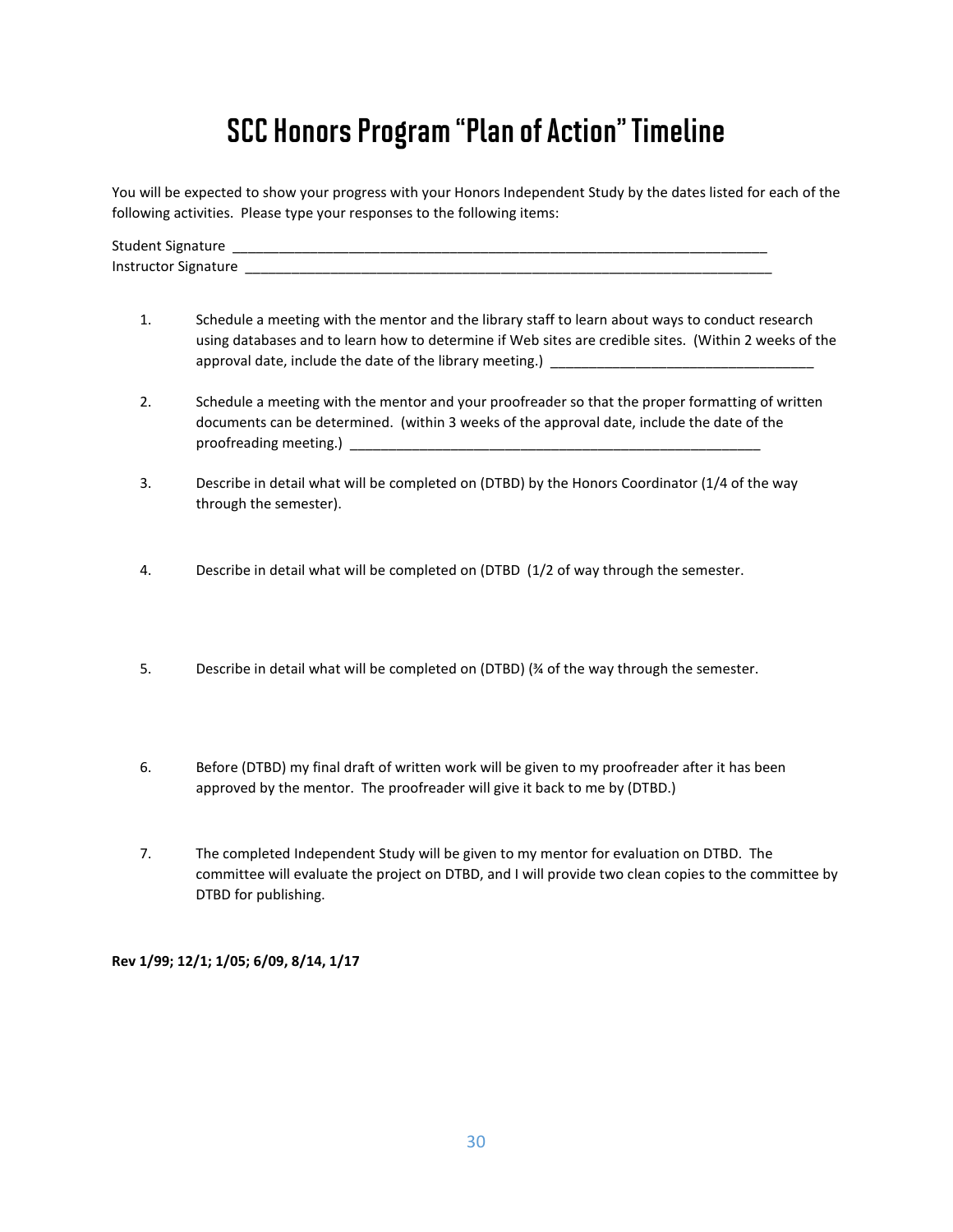# SCC Honors Program "Plan of Action" Timeline

You will be expected to show your progress with your Honors Independent Study by the dates listed for each of the following activities. Please type your responses to the following items:

Student Signature ______________________________________________________________________

Instructor Signature ______________________________________________________________________

1. Schedule a meeting with the mentor and the library staff to learn about ways to conduct research using databases and to learn how to determine if Web sites are credible sites. (Within 2 weeks of the approval date, include the date of the library meeting.) ___________________________________

2. Schedule a meeting with the mentor and your proofreader so that the proper formatting of written documents can be determined. (within 3 weeks of the approval date, include the date of the proofreading meeting.) _______________________________________________________

3. Describe in detail what will be completed on (DTBD) by the Honors Coordinator (1/4 of the way through the semester).

4. Describe in detail what will be completed on (DTBD (1/2 of way through the semester.

5. Describe in detail what will be completed on (DTBD) (¾ of the way through the semester.

6. Before (DTBD) my final draft of written work will be given to my proofreader after it has been approved by the mentor. The proofreader will give it back to me by (DTBD.)

7. The completed Independent Study will be given to my mentor for evaluation on DTBD. The committee will evaluate the project on DTBD, and I will provide two clean copies to the committee by DTBD for publishing.

**Rev 1/99; 12/1; 1/05; 6/09, 8/14, 1/17**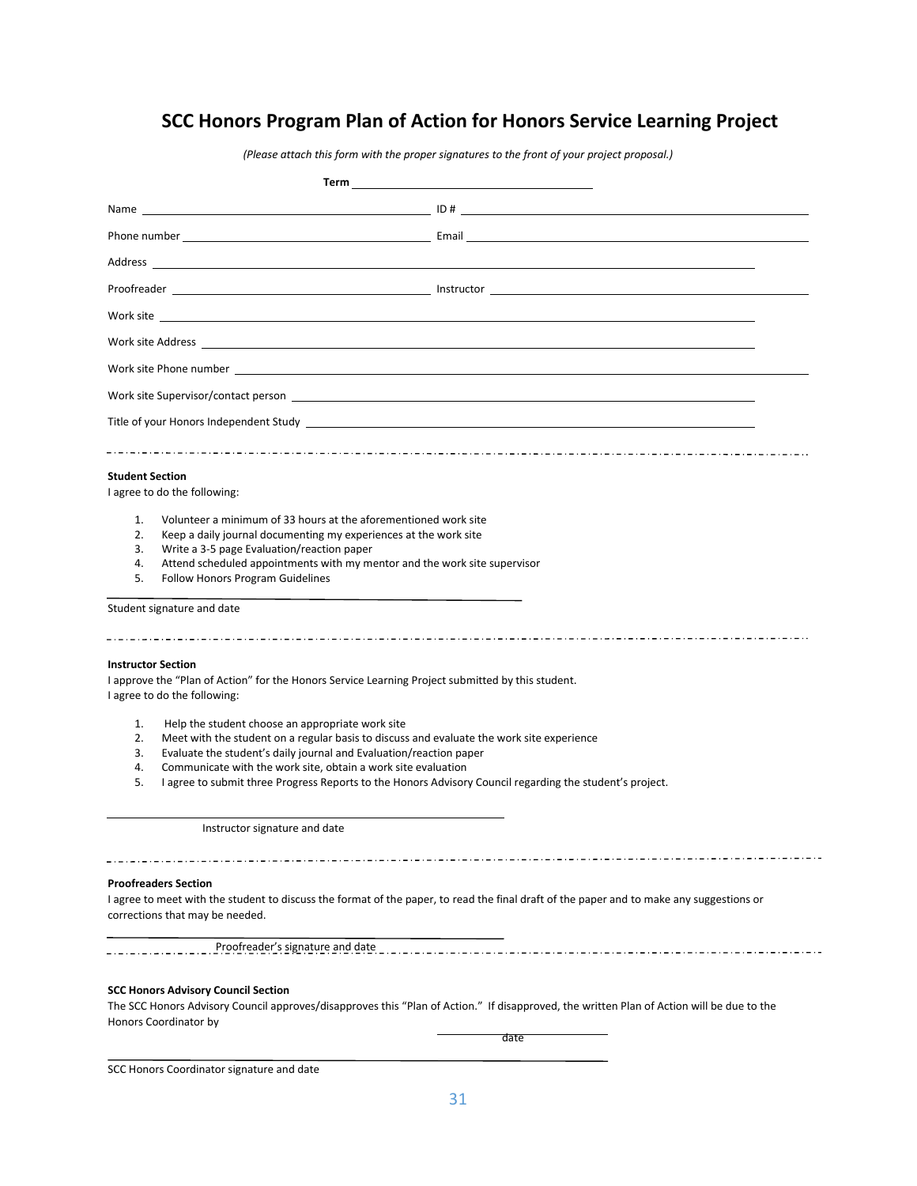# SCC Honors Program Plan of Action for Honors Service Learning Project

*(Please attach this form with the proper signatures to the front of your project proposal.)*

**Term** ______________________________

Name ______________________________ ID # ______________________________

Phone number ______________________________ Email ______________________________

Address ______________________________

Proofreader ______________________________ Instructor ______________________________

Work site ______________________________

Work site Address ______________________________

Work site Phone number ______________________________

Work site Supervisor/contact person ______________________________

Title of your Honors Independent Study ______________________________

---

**Student Section**

I agree to do the following:

1. Volunteer a minimum of 33 hours at the aforementioned work site
2. Keep a daily journal documenting my experiences at the work site
3. Write a 3-5 page Evaluation/reaction paper
4. Attend scheduled appointments with my mentor and the work site supervisor
5. Follow Honors Program Guidelines

______________________________

Student signature and date

---

**Instructor Section**

I approve the "Plan of Action" for the Honors Service Learning Project submitted by this student.
I agree to do the following:

1. Help the student choose an appropriate work site
2. Meet with the student on a regular basis to discuss and evaluate the work site experience
3. Evaluate the student's daily journal and Evaluation/reaction paper
4. Communicate with the work site, obtain a work site evaluation
5. I agree to submit three Progress Reports to the Honors Advisory Council regarding the student's project.

______________________________

Instructor signature and date

---

**Proofreaders Section**

I agree to meet with the student to discuss the format of the paper, to read the final draft of the paper and to make any suggestions or corrections that may be needed.

______________________________

Proofreader's signature and date

---

**SCC Honors Advisory Council Section**

The SCC Honors Advisory Council approves/disapproves this "Plan of Action." If disapproved, the written Plan of Action will be due to the Honors Coordinator by

______________________________
date

______________________________

SCC Honors Coordinator signature and date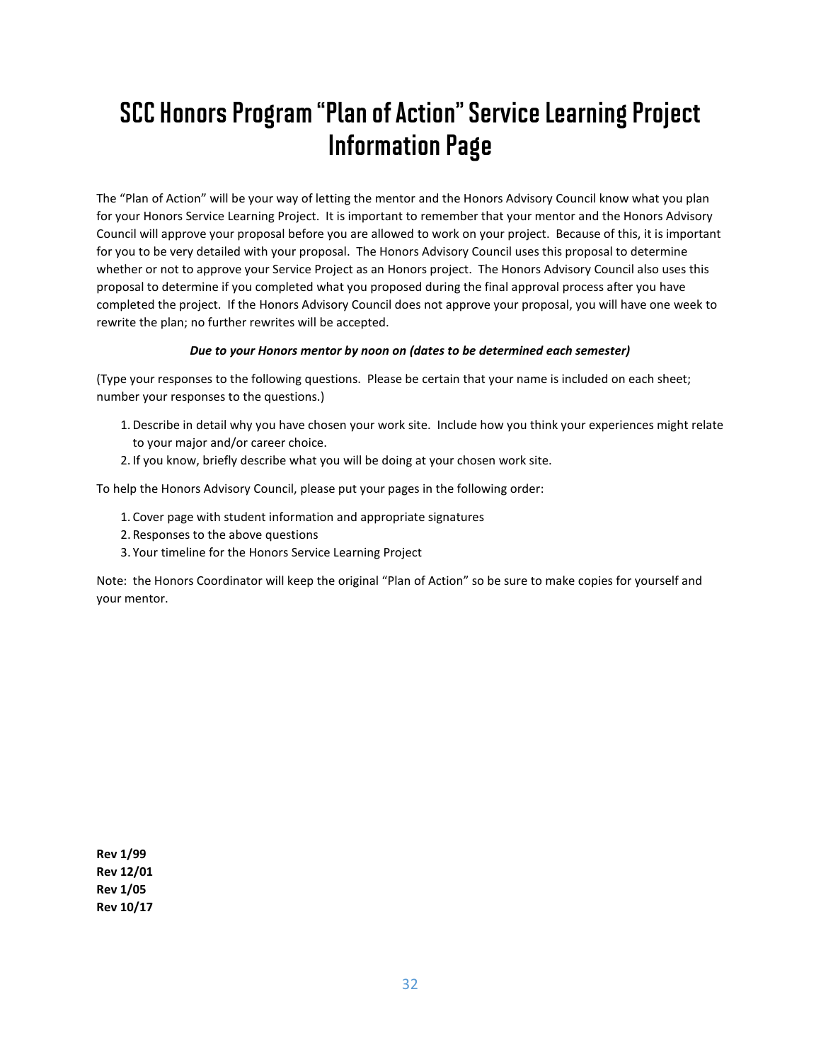# SCC Honors Program "Plan of Action" Service Learning Project Information Page

The "Plan of Action" will be your way of letting the mentor and the Honors Advisory Council know what you plan for your Honors Service Learning Project. It is important to remember that your mentor and the Honors Advisory Council will approve your proposal before you are allowed to work on your project. Because of this, it is important for you to be very detailed with your proposal. The Honors Advisory Council uses this proposal to determine whether or not to approve your Service Project as an Honors project. The Honors Advisory Council also uses this proposal to determine if you completed what you proposed during the final approval process after you have completed the project. If the Honors Advisory Council does not approve your proposal, you will have one week to rewrite the plan; no further rewrites will be accepted.

***Due to your Honors mentor by noon on (dates to be determined each semester)***

(Type your responses to the following questions. Please be certain that your name is included on each sheet; number your responses to the questions.)

1. Describe in detail why you have chosen your work site. Include how you think your experiences might relate to your major and/or career choice.
2. If you know, briefly describe what you will be doing at your chosen work site.

To help the Honors Advisory Council, please put your pages in the following order:

1. Cover page with student information and appropriate signatures
2. Responses to the above questions
3. Your timeline for the Honors Service Learning Project

Note: the Honors Coordinator will keep the original "Plan of Action" so be sure to make copies for yourself and your mentor.

**Rev 1/99**
**Rev 12/01**
**Rev 1/05**
**Rev 10/17**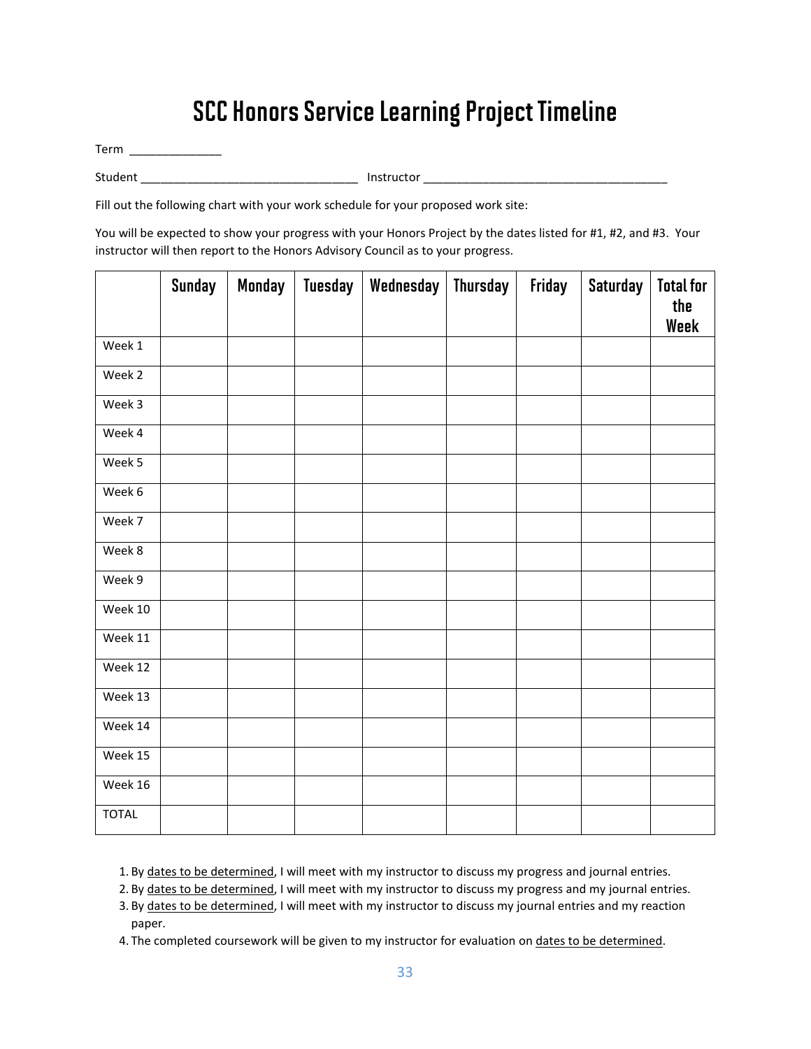# SCC Honors Service Learning Project Timeline

Term ______________

Student ________________________________ Instructor ____________________________________

Fill out the following chart with your work schedule for your proposed work site:

You will be expected to show your progress with your Honors Project by the dates listed for #1, #2, and #3. Your instructor will then report to the Honors Advisory Council as to your progress.

| | Sunday | Monday | Tuesday | Wednesday | Thursday | Friday | Saturday | Total for the Week |
|---|---|---|---|---|---|---|---|---|
| Week 1 | | | | | | | | |
| Week 2 | | | | | | | | |
| Week 3 | | | | | | | | |
| Week 4 | | | | | | | | |
| Week 5 | | | | | | | | |
| Week 6 | | | | | | | | |
| Week 7 | | | | | | | | |
| Week 8 | | | | | | | | |
| Week 9 | | | | | | | | |
| Week 10 | | | | | | | | |
| Week 11 | | | | | | | | |
| Week 12 | | | | | | | | |
| Week 13 | | | | | | | | |
| Week 14 | | | | | | | | |
| Week 15 | | | | | | | | |
| Week 16 | | | | | | | | |
| TOTAL | | | | | | | | |

1. By dates to be determined, I will meet with my instructor to discuss my progress and journal entries.
2. By dates to be determined, I will meet with my instructor to discuss my progress and my journal entries.
3. By dates to be determined, I will meet with my instructor to discuss my journal entries and my reaction paper.
4. The completed coursework will be given to my instructor for evaluation on dates to be determined.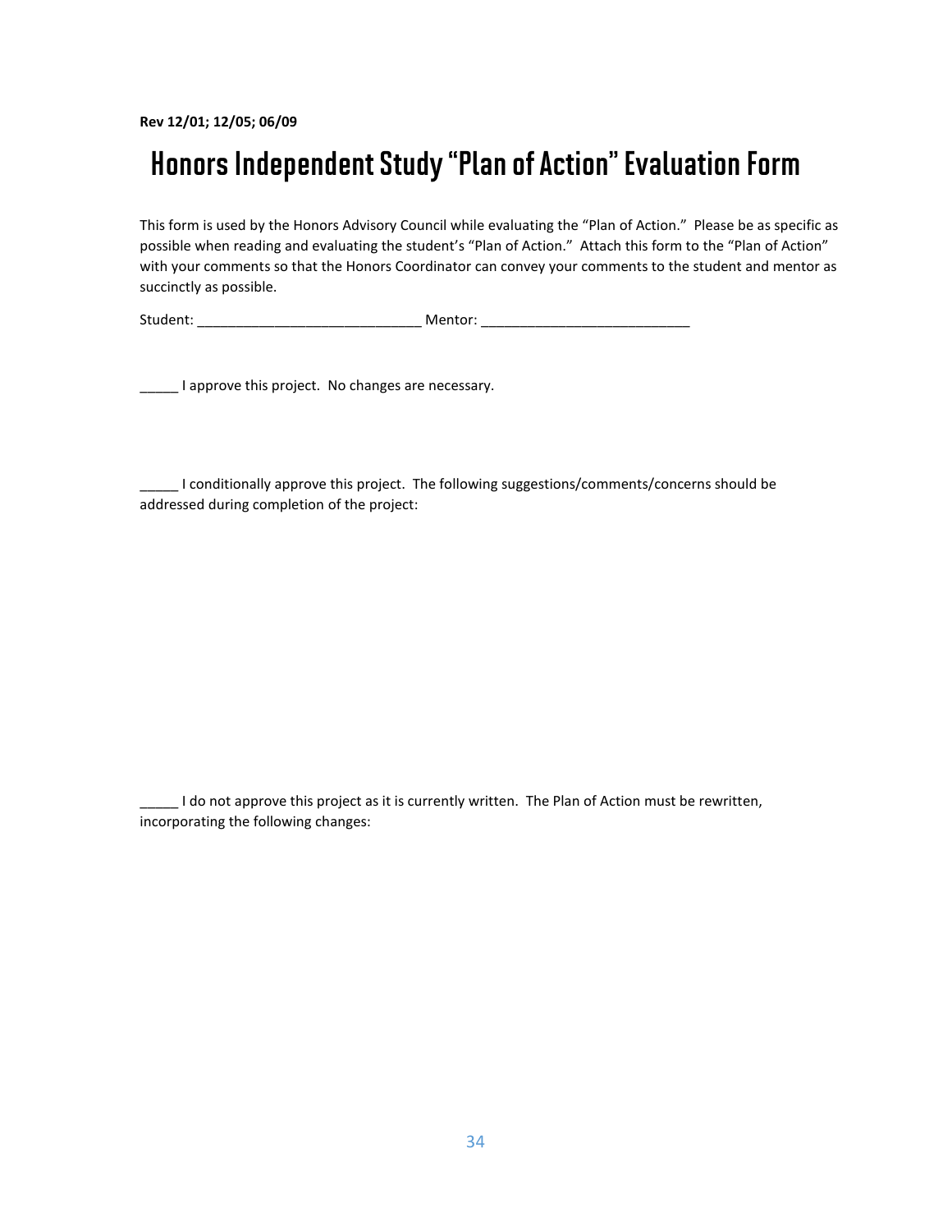**Rev 12/01; 12/05; 06/09**

# Honors Independent Study "Plan of Action" Evaluation Form

This form is used by the Honors Advisory Council while evaluating the "Plan of Action." Please be as specific as possible when reading and evaluating the student's "Plan of Action." Attach this form to the "Plan of Action" with your comments so that the Honors Coordinator can convey your comments to the student and mentor as succinctly as possible.

Student: ____________________________ Mentor: __________________________

_____ I approve this project. No changes are necessary.

_____ I conditionally approve this project. The following suggestions/comments/concerns should be addressed during completion of the project:

_____ I do not approve this project as it is currently written. The Plan of Action must be rewritten, incorporating the following changes: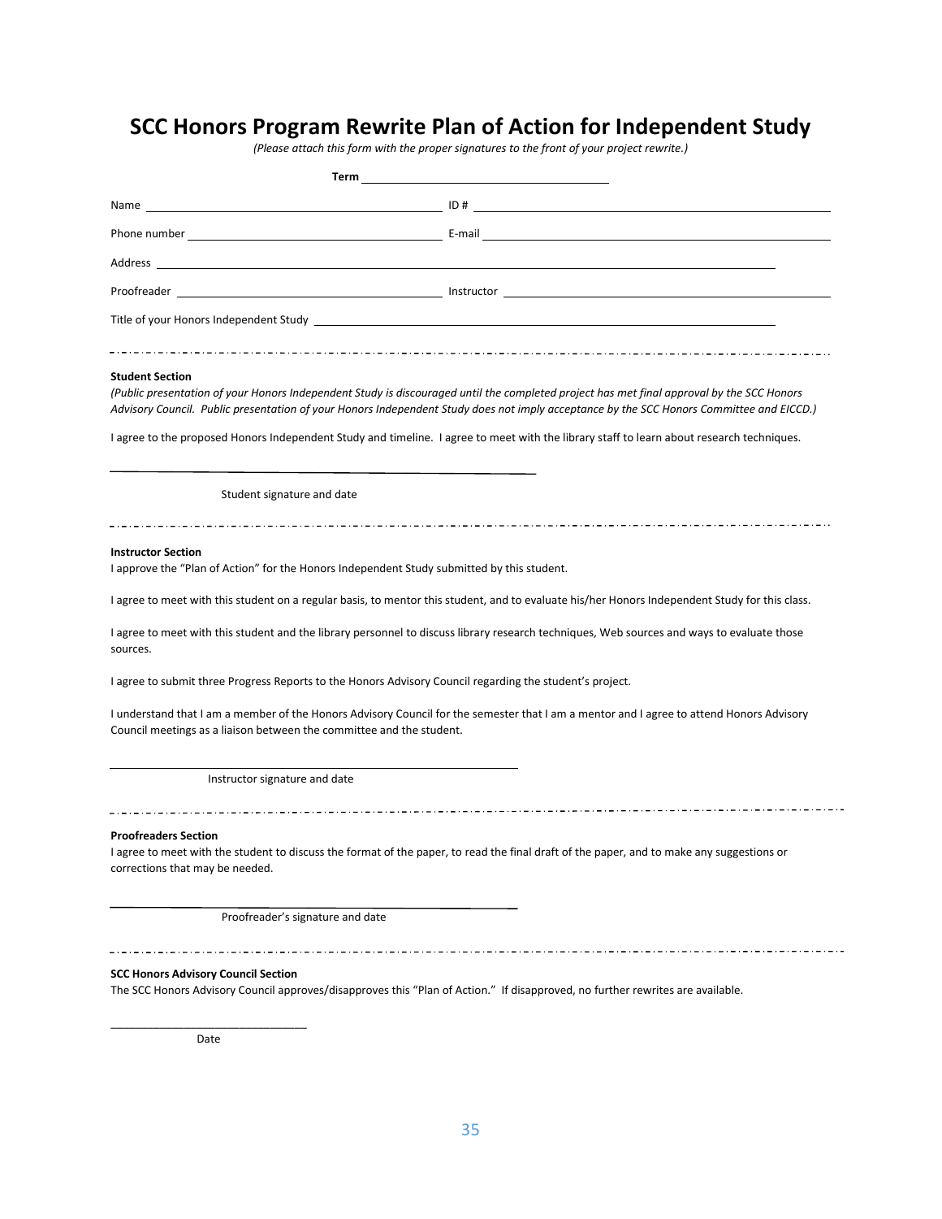# SCC Honors Program Rewrite Plan of Action for Independent Study

*(Please attach this form with the proper signatures to the front of your project rewrite.)*

**Term** ______________________________

Name ______________________________ ID # ______________________________

Phone number ______________________________ E-mail ______________________________

Address ______________________________

Proofreader ______________________________ Instructor ______________________________

Title of your Honors Independent Study ______________________________

---

**Student Section**

*(Public presentation of your Honors Independent Study is discouraged until the completed project has met final approval by the SCC Honors Advisory Council. Public presentation of your Honors Independent Study does not imply acceptance by the SCC Honors Committee and EICCD.)*

I agree to the proposed Honors Independent Study and timeline. I agree to meet with the library staff to learn about research techniques.

______________________________

Student signature and date

---

**Instructor Section**

I approve the "Plan of Action" for the Honors Independent Study submitted by this student.

I agree to meet with this student on a regular basis, to mentor this student, and to evaluate his/her Honors Independent Study for this class.

I agree to meet with this student and the library personnel to discuss library research techniques, Web sources and ways to evaluate those sources.

I agree to submit three Progress Reports to the Honors Advisory Council regarding the student's project.

I understand that I am a member of the Honors Advisory Council for the semester that I am a mentor and I agree to attend Honors Advisory Council meetings as a liaison between the committee and the student.

______________________________

Instructor signature and date

---

**Proofreaders Section**

I agree to meet with the student to discuss the format of the paper, to read the final draft of the paper, and to make any suggestions or corrections that may be needed.

______________________________

Proofreader's signature and date

---

**SCC Honors Advisory Council Section**

The SCC Honors Advisory Council approves/disapproves this "Plan of Action." If disapproved, no further rewrites are available.

______________________________

Date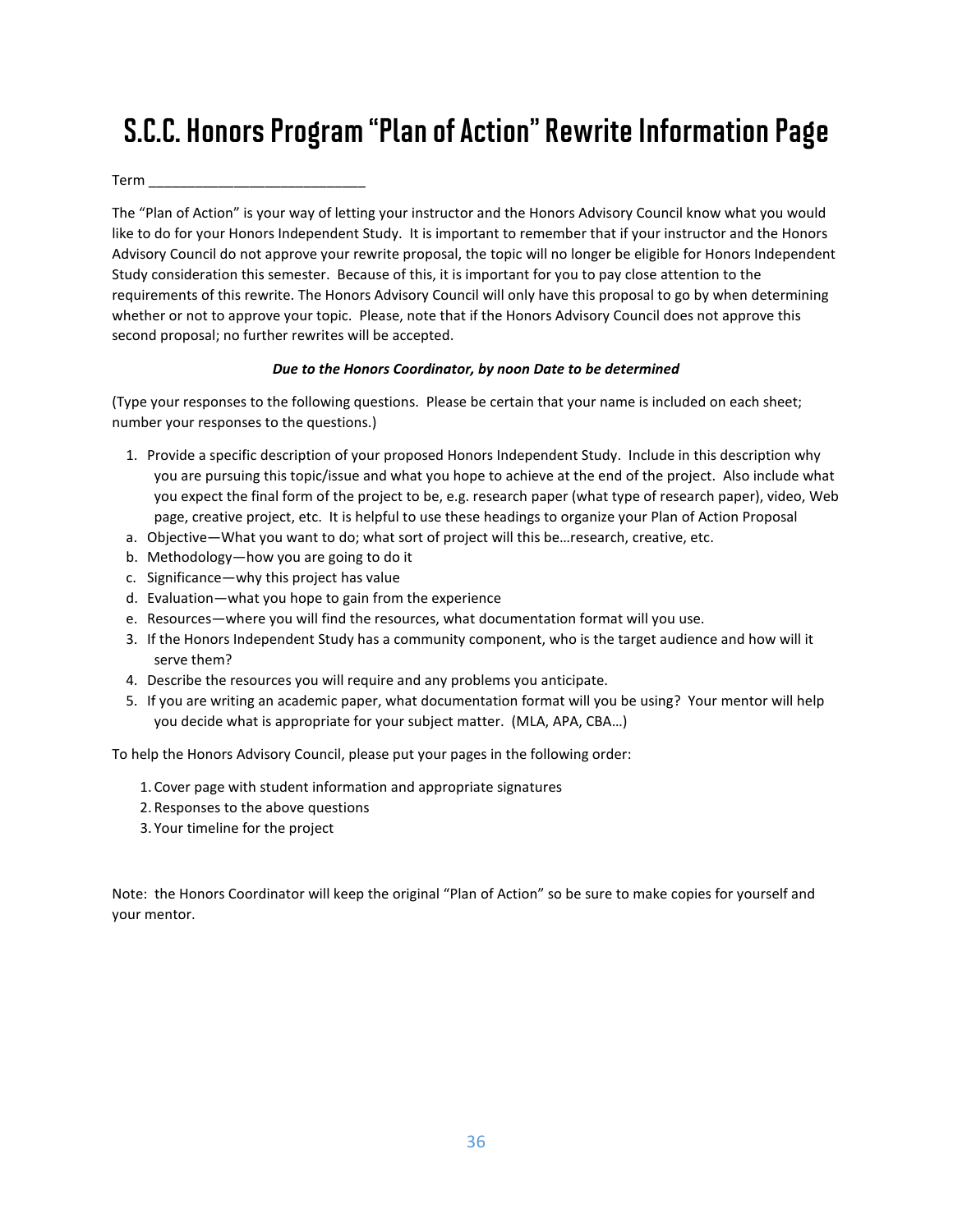# S.C.C. Honors Program "Plan of Action" Rewrite Information Page

Term ___________________________

The "Plan of Action" is your way of letting your instructor and the Honors Advisory Council know what you would like to do for your Honors Independent Study. It is important to remember that if your instructor and the Honors Advisory Council do not approve your rewrite proposal, the topic will no longer be eligible for Honors Independent Study consideration this semester. Because of this, it is important for you to pay close attention to the requirements of this rewrite. The Honors Advisory Council will only have this proposal to go by when determining whether or not to approve your topic. Please, note that if the Honors Advisory Council does not approve this second proposal; no further rewrites will be accepted.

***Due to the Honors Coordinator, by noon Date to be determined***

(Type your responses to the following questions. Please be certain that your name is included on each sheet; number your responses to the questions.)

1. Provide a specific description of your proposed Honors Independent Study. Include in this description why you are pursuing this topic/issue and what you hope to achieve at the end of the project. Also include what you expect the final form of the project to be, e.g. research paper (what type of research paper), video, Web page, creative project, etc. It is helpful to use these headings to organize your Plan of Action Proposal

a. Objective—What you want to do; what sort of project will this be…research, creative, etc.
b. Methodology—how you are going to do it
c. Significance—why this project has value
d. Evaluation—what you hope to gain from the experience
e. Resources—where you will find the resources, what documentation format will you use.

3. If the Honors Independent Study has a community component, who is the target audience and how will it serve them?
4. Describe the resources you will require and any problems you anticipate.
5. If you are writing an academic paper, what documentation format will you be using? Your mentor will help you decide what is appropriate for your subject matter. (MLA, APA, CBA…)

To help the Honors Advisory Council, please put your pages in the following order:

1. Cover page with student information and appropriate signatures
2. Responses to the above questions
3. Your timeline for the project

Note: the Honors Coordinator will keep the original "Plan of Action" so be sure to make copies for yourself and your mentor.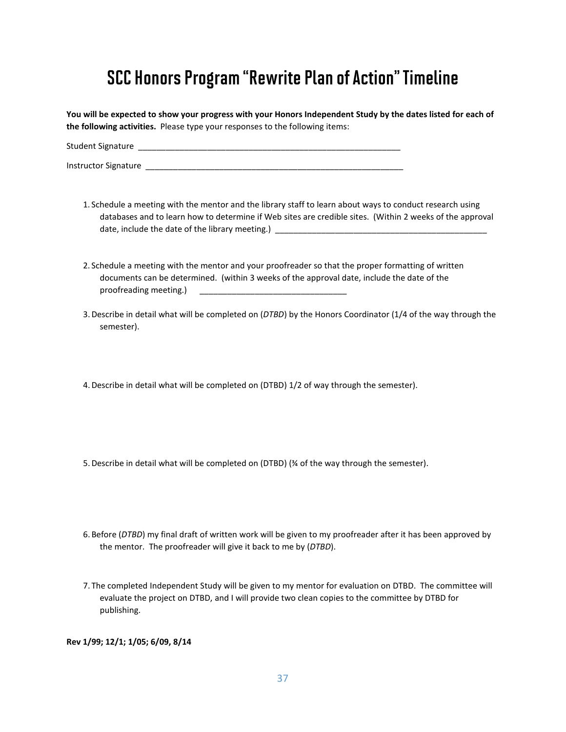# SCC Honors Program "Rewrite Plan of Action" Timeline

**You will be expected to show your progress with your Honors Independent Study by the dates listed for each of the following activities.** Please type your responses to the following items:

Student Signature ____________________________________________________________

Instructor Signature ___________________________________________________________

1. Schedule a meeting with the mentor and the library staff to learn about ways to conduct research using databases and to learn how to determine if Web sites are credible sites. (Within 2 weeks of the approval date, include the date of the library meeting.) ________________________________________________

2. Schedule a meeting with the mentor and your proofreader so that the proper formatting of written documents can be determined. (within 3 weeks of the approval date, include the date of the proofreading meeting.) ________________________________

3. Describe in detail what will be completed on (*DTBD*) by the Honors Coordinator (1/4 of the way through the semester).

4. Describe in detail what will be completed on (DTBD) 1/2 of way through the semester).

5. Describe in detail what will be completed on (DTBD) (¾ of the way through the semester).

6. Before (*DTBD*) my final draft of written work will be given to my proofreader after it has been approved by the mentor. The proofreader will give it back to me by (*DTBD*).

7. The completed Independent Study will be given to my mentor for evaluation on DTBD. The committee will evaluate the project on DTBD, and I will provide two clean copies to the committee by DTBD for publishing.

**Rev 1/99; 12/1; 1/05; 6/09, 8/14**